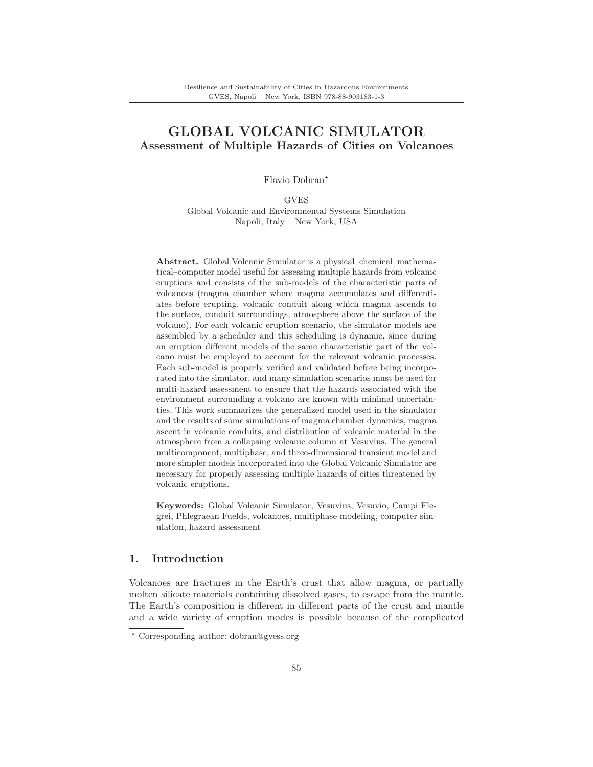# GLOBAL VOLCANIC SIMULATOR

## Assessment of Multiple Hazards of Cities on Volcanoes

Flavio Dobran*

GVES
Global Volcanic and Environmental Systems Simulation
Napoli, Italy – New York, USA

**Abstract.** Global Volcanic Simulator is a physical–chemical–mathematical–computer model useful for assessing multiple hazards from volcanic eruptions and consists of the sub-models of the characteristic parts of volcanoes (magma chamber where magma accumulates and differentiates before erupting, volcanic conduit along which magma ascends to the surface, conduit surroundings, atmosphere above the surface of the volcano). For each volcanic eruption scenario, the simulator models are assembled by a scheduler and this scheduling is dynamic, since during an eruption different models of the same characteristic part of the volcano must be employed to account for the relevant volcanic processes. Each sub-model is properly verified and validated before being incorporated into the simulator, and many simulation scenarios must be used for multi-hazard assessment to ensure that the hazards associated with the environment surrounding a volcano are known with minimal uncertainties. This work summarizes the generalized model used in the simulator and the results of some simulations of magma chamber dynamics, magma ascent in volcanic conduits, and distribution of volcanic material in the atmosphere from a collapsing volcanic column at Vesuvius. The general multicomponent, multiphase, and three-dimensional transient model and more simpler models incorporated into the Global Volcanic Simulator are necessary for properly assessing multiple hazards of cities threatened by volcanic eruptions.

**Keywords:** Global Volcanic Simulator, Vesuvius, Vesuvio, Campi Flegrei, Phlegraean Fuelds, volcanoes, multiphase modeling, computer simulation, hazard assessment

## 1. Introduction

Volcanoes are fractures in the Earth's crust that allow magma, or partially molten silicate materials containing dissolved gases, to escape from the mantle. The Earth's composition is different in different parts of the crust and mantle and a wide variety of eruption modes is possible because of the complicated

* Corresponding author: dobran@gvess.org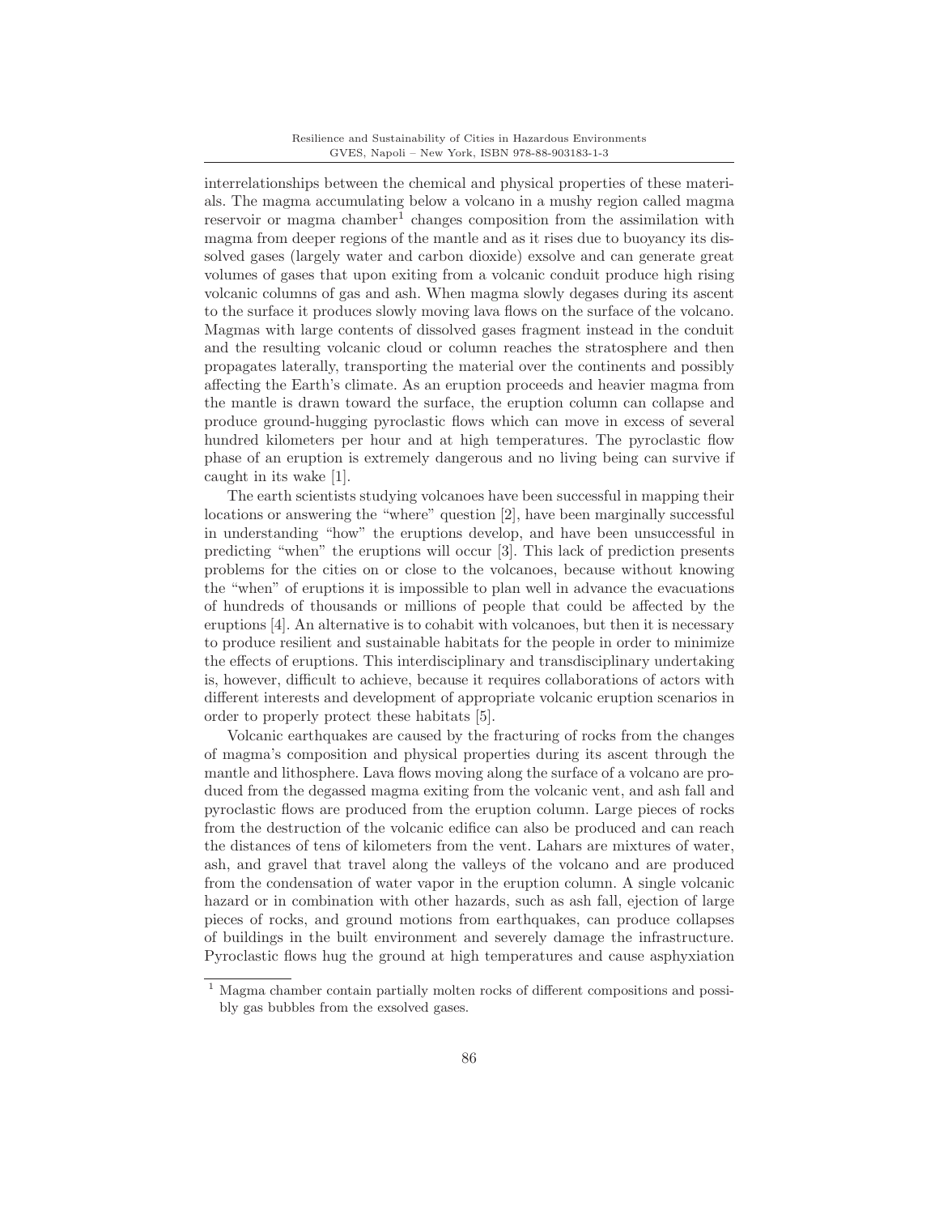interrelationships between the chemical and physical properties of these materials. The magma accumulating below a volcano in a mushy region called magma reservoir or magma chamber[1] changes composition from the assimilation with magma from deeper regions of the mantle and as it rises due to buoyancy its dissolved gases (largely water and carbon dioxide) exsolve and can generate great volumes of gases that upon exiting from a volcanic conduit produce high rising volcanic columns of gas and ash. When magma slowly degases during its ascent to the surface it produces slowly moving lava flows on the surface of the volcano. Magmas with large contents of dissolved gases fragment instead in the conduit and the resulting volcanic cloud or column reaches the stratosphere and then propagates laterally, transporting the material over the continents and possibly affecting the Earth's climate. As an eruption proceeds and heavier magma from the mantle is drawn toward the surface, the eruption column can collapse and produce ground-hugging pyroclastic flows which can move in excess of several hundred kilometers per hour and at high temperatures. The pyroclastic flow phase of an eruption is extremely dangerous and no living being can survive if caught in its wake [1].

The earth scientists studying volcanoes have been successful in mapping their locations or answering the "where" question [2], have been marginally successful in understanding "how" the eruptions develop, and have been unsuccessful in predicting "when" the eruptions will occur [3]. This lack of prediction presents problems for the cities on or close to the volcanoes, because without knowing the "when" of eruptions it is impossible to plan well in advance the evacuations of hundreds of thousands or millions of people that could be affected by the eruptions [4]. An alternative is to cohabit with volcanoes, but then it is necessary to produce resilient and sustainable habitats for the people in order to minimize the effects of eruptions. This interdisciplinary and transdisciplinary undertaking is, however, difficult to achieve, because it requires collaborations of actors with different interests and development of appropriate volcanic eruption scenarios in order to properly protect these habitats [5].

Volcanic earthquakes are caused by the fracturing of rocks from the changes of magma's composition and physical properties during its ascent through the mantle and lithosphere. Lava flows moving along the surface of a volcano are produced from the degassed magma exiting from the volcanic vent, and ash fall and pyroclastic flows are produced from the eruption column. Large pieces of rocks from the destruction of the volcanic edifice can also be produced and can reach the distances of tens of kilometers from the vent. Lahars are mixtures of water, ash, and gravel that travel along the valleys of the volcano and are produced from the condensation of water vapor in the eruption column. A single volcanic hazard or in combination with other hazards, such as ash fall, ejection of large pieces of rocks, and ground motions from earthquakes, can produce collapses of buildings in the built environment and severely damage the infrastructure. Pyroclastic flows hug the ground at high temperatures and cause asphyxiation

[1] Magma chamber contain partially molten rocks of different compositions and possibly gas bubbles from the exsolved gases.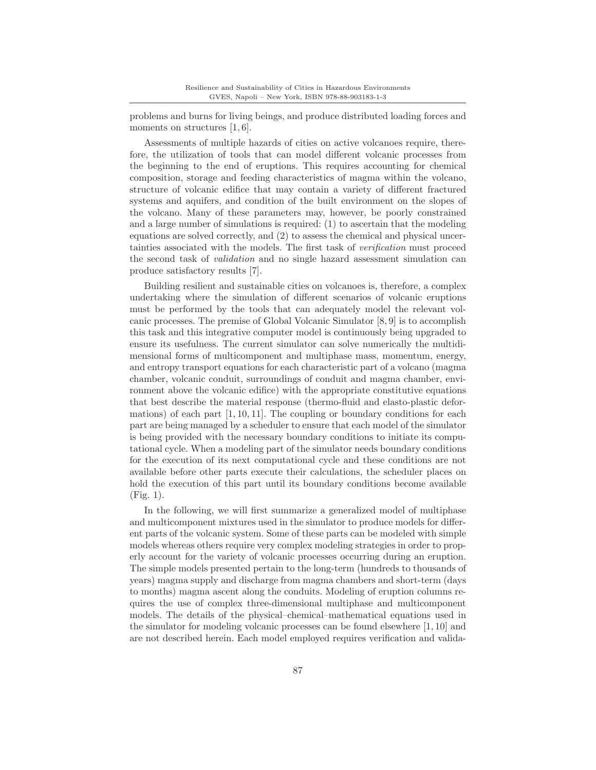problems and burns for living beings, and produce distributed loading forces and moments on structures [1, 6].

Assessments of multiple hazards of cities on active volcanoes require, therefore, the utilization of tools that can model different volcanic processes from the beginning to the end of eruptions. This requires accounting for chemical composition, storage and feeding characteristics of magma within the volcano, structure of volcanic edifice that may contain a variety of different fractured systems and aquifers, and condition of the built environment on the slopes of the volcano. Many of these parameters may, however, be poorly constrained and a large number of simulations is required: (1) to ascertain that the modeling equations are solved correctly, and (2) to assess the chemical and physical uncertainties associated with the models. The first task of *verification* must proceed the second task of *validation* and no single hazard assessment simulation can produce satisfactory results [7].

Building resilient and sustainable cities on volcanoes is, therefore, a complex undertaking where the simulation of different scenarios of volcanic eruptions must be performed by the tools that can adequately model the relevant volcanic processes. The premise of Global Volcanic Simulator [8, 9] is to accomplish this task and this integrative computer model is continuously being upgraded to ensure its usefulness. The current simulator can solve numerically the multidimensional forms of multicomponent and multiphase mass, momentum, energy, and entropy transport equations for each characteristic part of a volcano (magma chamber, volcanic conduit, surroundings of conduit and magma chamber, environment above the volcanic edifice) with the appropriate constitutive equations that best describe the material response (thermo-fluid and elasto-plastic deformations) of each part [1, 10, 11]. The coupling or boundary conditions for each part are being managed by a scheduler to ensure that each model of the simulator is being provided with the necessary boundary conditions to initiate its computational cycle. When a modeling part of the simulator needs boundary conditions for the execution of its next computational cycle and these conditions are not available before other parts execute their calculations, the scheduler places on hold the execution of this part until its boundary conditions become available (Fig. 1).

In the following, we will first summarize a generalized model of multiphase and multicomponent mixtures used in the simulator to produce models for different parts of the volcanic system. Some of these parts can be modeled with simple models whereas others require very complex modeling strategies in order to properly account for the variety of volcanic processes occurring during an eruption. The simple models presented pertain to the long-term (hundreds to thousands of years) magma supply and discharge from magma chambers and short-term (days to months) magma ascent along the conduits. Modeling of eruption columns requires the use of complex three-dimensional multiphase and multicomponent models. The details of the physical–chemical–mathematical equations used in the simulator for modeling volcanic processes can be found elsewhere [1, 10] and are not described herein. Each model employed requires verification and valida-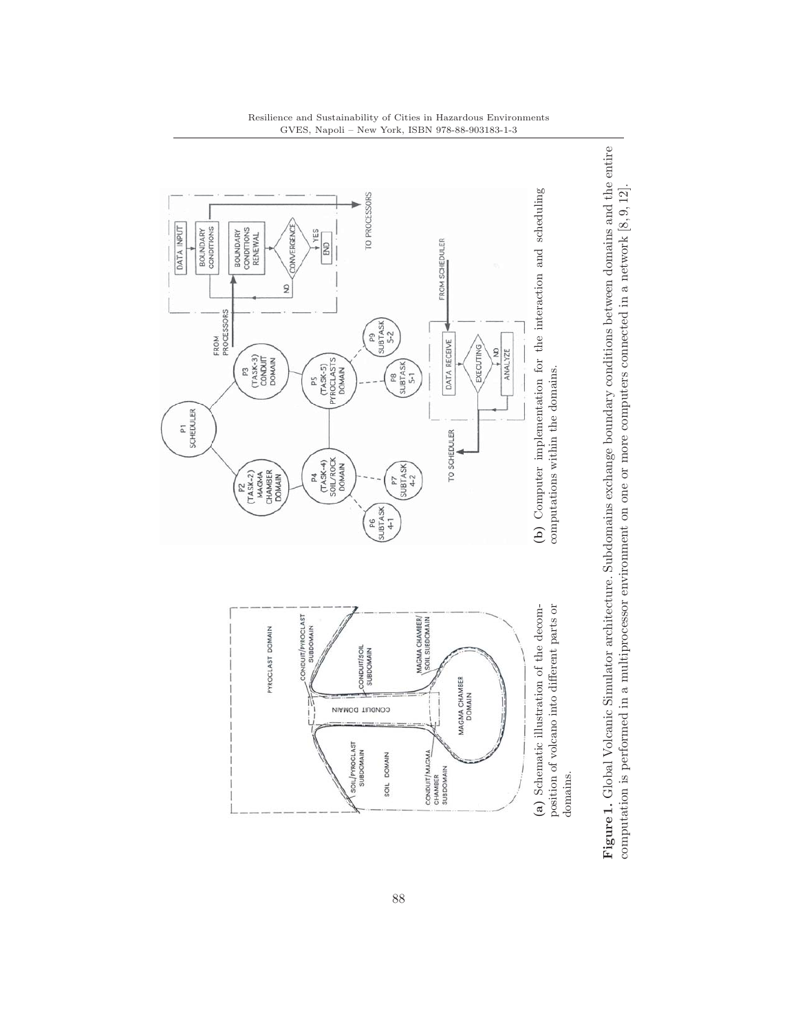(a) Schematic illustration of the decomposition of volcano into different parts or domains.

(b) Computer implementation for the interaction and scheduling computations within the domains.

**Figure 1.** Global Volcanic Simulator architecture. Subdomains exchange boundary conditions between domains and the entire computation is performed in a multiprocessor environment on one or more computers connected in a network [8, 9, 12].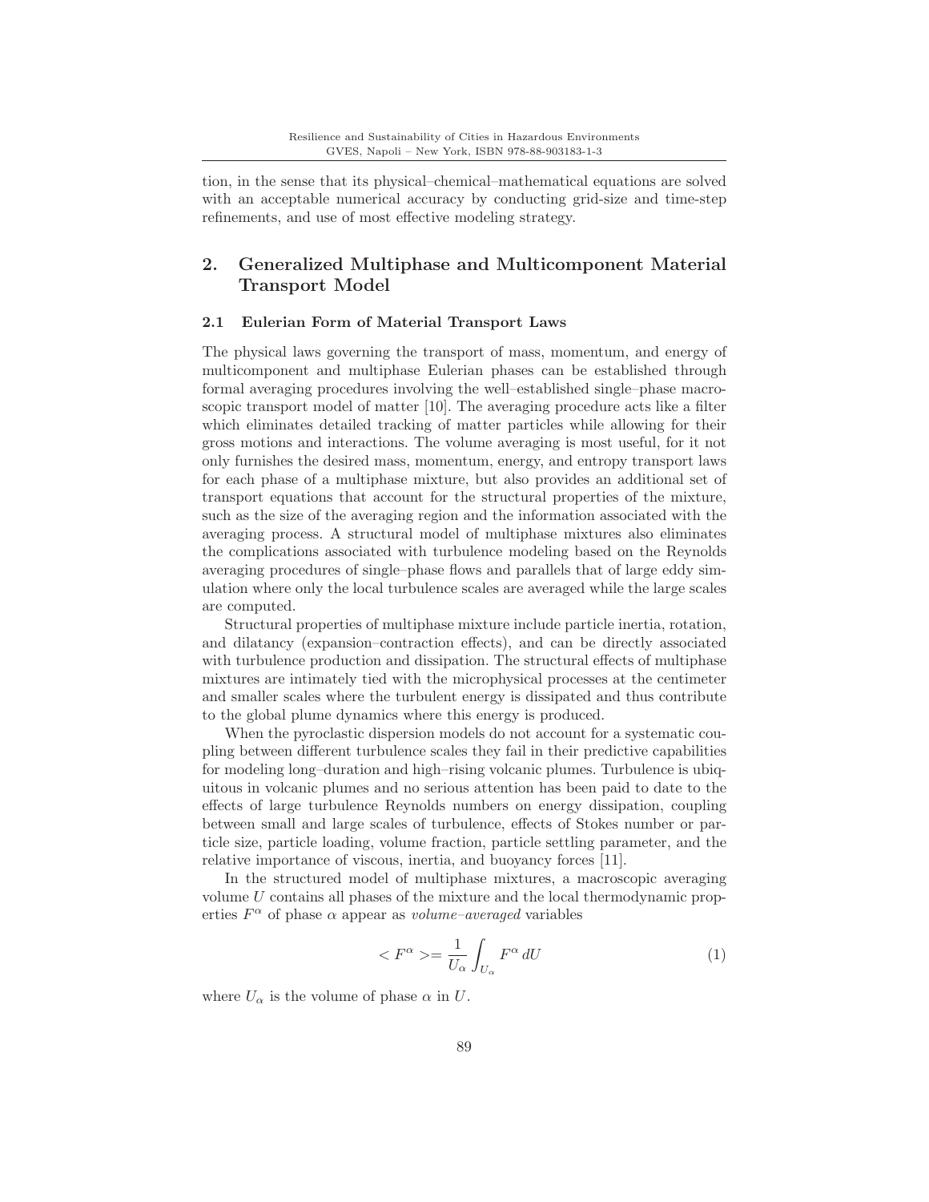tion, in the sense that its physical–chemical–mathematical equations are solved with an acceptable numerical accuracy by conducting grid-size and time-step refinements, and use of most effective modeling strategy.

## 2. Generalized Multiphase and Multicomponent Material Transport Model

### 2.1 Eulerian Form of Material Transport Laws

The physical laws governing the transport of mass, momentum, and energy of multicomponent and multiphase Eulerian phases can be established through formal averaging procedures involving the well–established single–phase macroscopic transport model of matter [10]. The averaging procedure acts like a filter which eliminates detailed tracking of matter particles while allowing for their gross motions and interactions. The volume averaging is most useful, for it not only furnishes the desired mass, momentum, energy, and entropy transport laws for each phase of a multiphase mixture, but also provides an additional set of transport equations that account for the structural properties of the mixture, such as the size of the averaging region and the information associated with the averaging process. A structural model of multiphase mixtures also eliminates the complications associated with turbulence modeling based on the Reynolds averaging procedures of single–phase flows and parallels that of large eddy simulation where only the local turbulence scales are averaged while the large scales are computed.

Structural properties of multiphase mixture include particle inertia, rotation, and dilatancy (expansion–contraction effects), and can be directly associated with turbulence production and dissipation. The structural effects of multiphase mixtures are intimately tied with the microphysical processes at the centimeter and smaller scales where the turbulent energy is dissipated and thus contribute to the global plume dynamics where this energy is produced.

When the pyroclastic dispersion models do not account for a systematic coupling between different turbulence scales they fail in their predictive capabilities for modeling long–duration and high–rising volcanic plumes. Turbulence is ubiquitous in volcanic plumes and no serious attention has been paid to date to the effects of large turbulence Reynolds numbers on energy dissipation, coupling between small and large scales of turbulence, effects of Stokes number or particle size, particle loading, volume fraction, particle settling parameter, and the relative importance of viscous, inertia, and buoyancy forces [11].

In the structured model of multiphase mixtures, a macroscopic averaging volume $U$ contains all phases of the mixture and the local thermodynamic properties $F^\alpha$ of phase $\alpha$ appear as *volume–averaged* variables

$$< F^\alpha > = \frac{1}{U_\alpha} \int_{U_\alpha} F^\alpha \, dU \tag{1}$$

where $U_\alpha$ is the volume of phase $\alpha$ in $U$.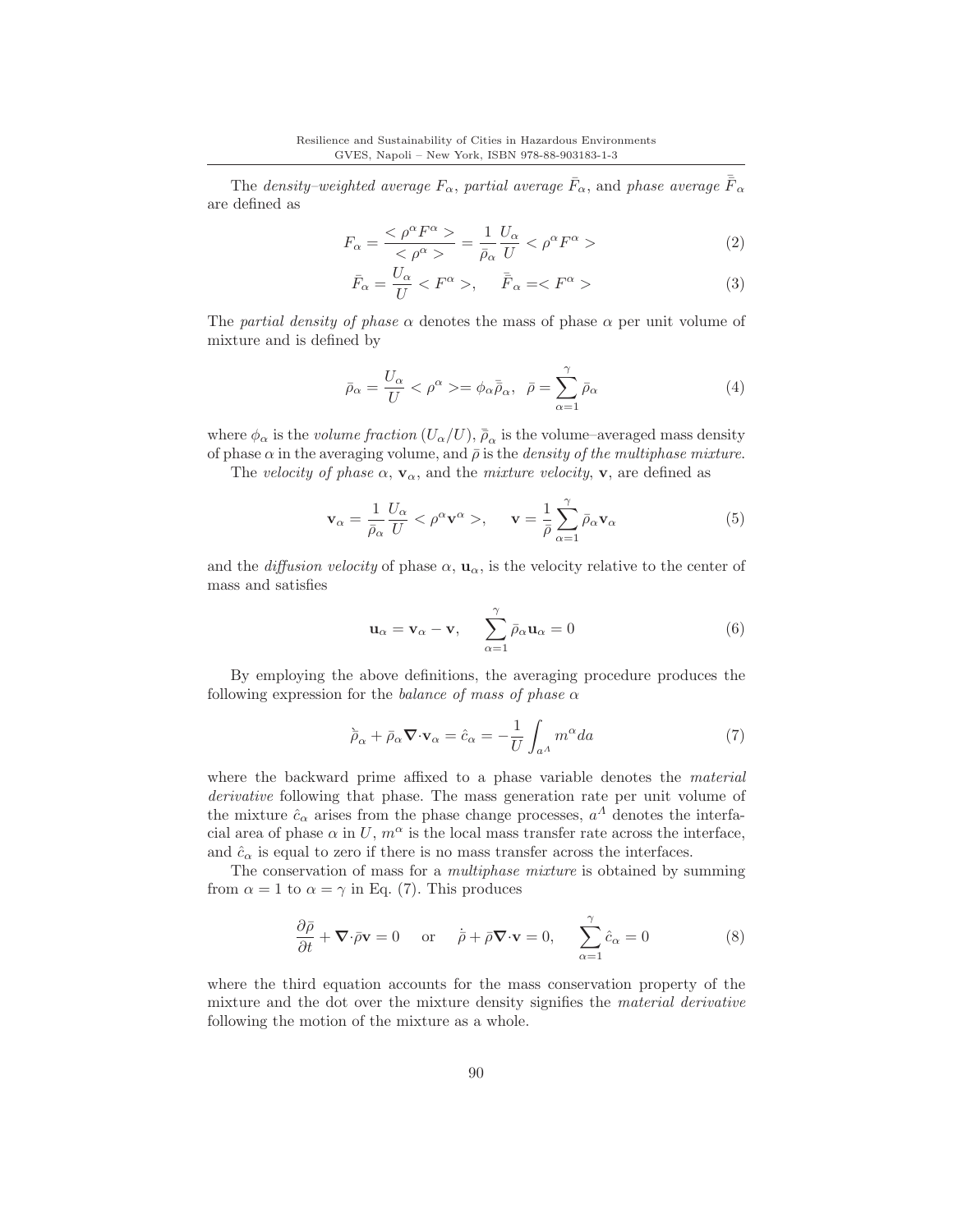The *density–weighted average* $F_\alpha$, *partial average* $\bar{F}_\alpha$, and *phase average* $\bar{\bar{F}}_\alpha$ are defined as

$$F_\alpha = \frac{< \rho^\alpha F^\alpha >}{< \rho^\alpha >} = \frac{1}{\bar{\rho}_\alpha} \frac{U_\alpha}{U} < \rho^\alpha F^\alpha > \tag{2}$$

$$\bar{F}_\alpha = \frac{U_\alpha}{U} < F^\alpha >, \quad \bar{\bar{F}}_\alpha = < F^\alpha > \tag{3}$$

The *partial density of phase* $\alpha$ denotes the mass of phase $\alpha$ per unit volume of mixture and is defined by

$$\bar{\rho}_\alpha = \frac{U_\alpha}{U} < \rho^\alpha > = \phi_\alpha \bar{\bar{\rho}}_\alpha, \quad \bar{\rho} = \sum_{\alpha=1}^{\gamma} \bar{\rho}_\alpha \tag{4}$$

where $\phi_\alpha$ is the *volume fraction* $(U_\alpha/U)$, $\bar{\bar{\rho}}_\alpha$ is the volume–averaged mass density of phase $\alpha$ in the averaging volume, and $\bar{\rho}$ is the *density of the multiphase mixture*.

The *velocity of phase* $\alpha$, $\mathbf{v}_\alpha$, and the *mixture velocity*, $\mathbf{v}$, are defined as

$$\mathbf{v}_\alpha = \frac{1}{\bar{\rho}_\alpha} \frac{U_\alpha}{U} < \rho^\alpha \mathbf{v}^\alpha >, \quad \mathbf{v} = \frac{1}{\bar{\rho}} \sum_{\alpha=1}^{\gamma} \bar{\rho}_\alpha \mathbf{v}_\alpha \tag{5}$$

and the *diffusion velocity* of phase $\alpha$, $\mathbf{u}_\alpha$, is the velocity relative to the center of mass and satisfies

$$\mathbf{u}_\alpha = \mathbf{v}_\alpha - \mathbf{v}, \quad \sum_{\alpha=1}^{\gamma} \bar{\rho}_\alpha \mathbf{u}_\alpha = 0 \tag{6}$$

By employing the above definitions, the averaging procedure produces the following expression for the *balance of mass of phase* $\alpha$

$$\grave{\bar{\rho}}_\alpha + \bar{\rho}_\alpha \boldsymbol{\nabla} \cdot \mathbf{v}_\alpha = \hat{c}_\alpha = -\frac{1}{U} \int_{a^\Lambda} m^\alpha da \tag{7}$$

where the backward prime affixed to a phase variable denotes the *material derivative* following that phase. The mass generation rate per unit volume of the mixture $\hat{c}_\alpha$ arises from the phase change processes, $a^\Lambda$ denotes the interfacial area of phase $\alpha$ in $U$, $m^\alpha$ is the local mass transfer rate across the interface, and $\hat{c}_\alpha$ is equal to zero if there is no mass transfer across the interfaces.

The conservation of mass for a *multiphase mixture* is obtained by summing from $\alpha = 1$ to $\alpha = \gamma$ in Eq. (7). This produces

$$\frac{\partial \bar{\rho}}{\partial t} + \boldsymbol{\nabla} \cdot \bar{\rho} \mathbf{v} = 0 \quad \text{or} \quad \dot{\bar{\rho}} + \bar{\rho} \boldsymbol{\nabla} \cdot \mathbf{v} = 0, \quad \sum_{\alpha=1}^{\gamma} \hat{c}_\alpha = 0 \tag{8}$$

where the third equation accounts for the mass conservation property of the mixture and the dot over the mixture density signifies the *material derivative* following the motion of the mixture as a whole.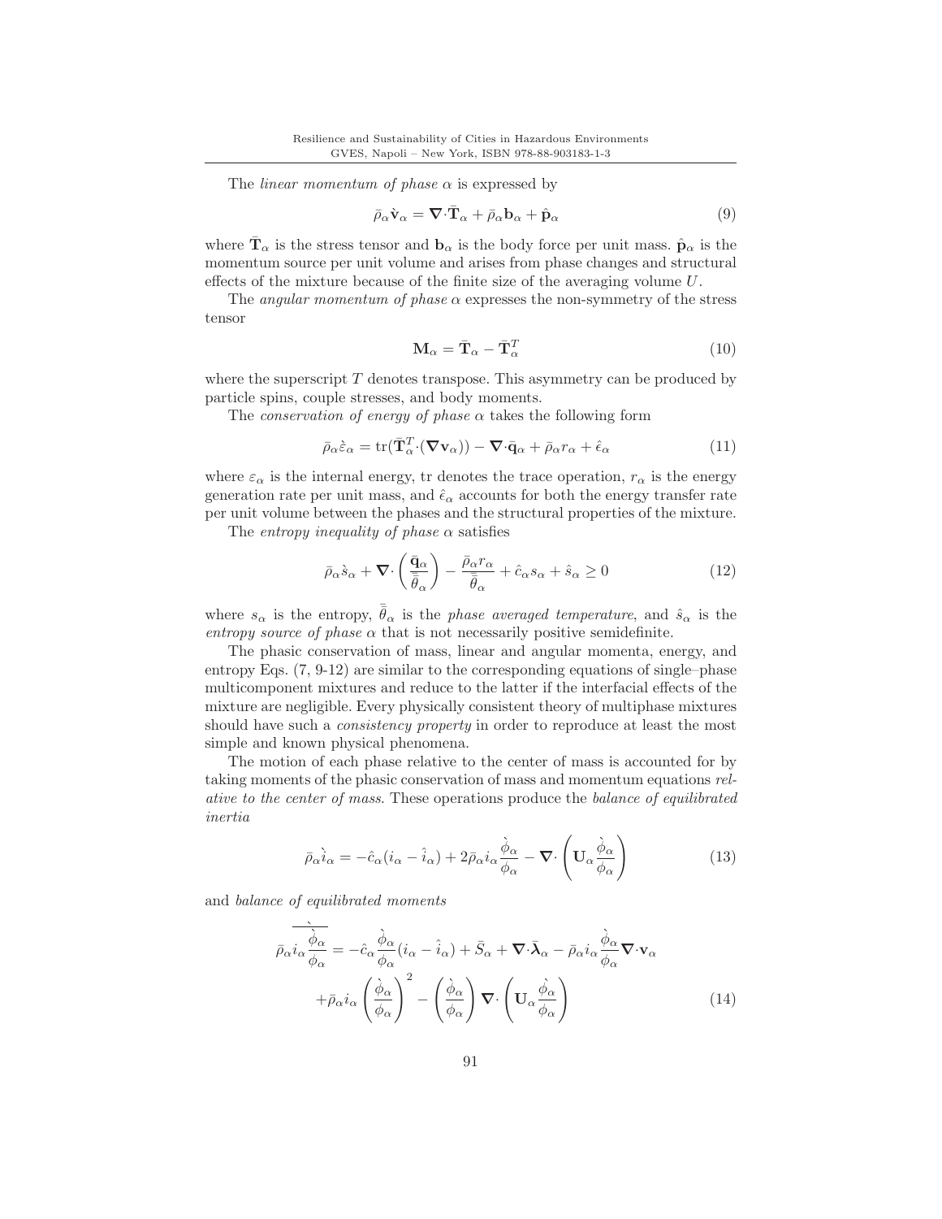The *linear momentum of phase* $\alpha$ is expressed by

$$\bar{\rho}_\alpha \grave{\mathbf{v}}_\alpha = \boldsymbol{\nabla}\cdot\bar{\mathbf{T}}_\alpha + \bar{\rho}_\alpha \mathbf{b}_\alpha + \hat{\mathbf{p}}_\alpha \tag{9}$$

where $\bar{\mathbf{T}}_\alpha$ is the stress tensor and $\mathbf{b}_\alpha$ is the body force per unit mass. $\hat{\mathbf{p}}_\alpha$ is the momentum source per unit volume and arises from phase changes and structural effects of the mixture because of the finite size of the averaging volume $U$.

The *angular momentum of phase* $\alpha$ expresses the non-symmetry of the stress tensor

$$\mathbf{M}_\alpha = \bar{\mathbf{T}}_\alpha - \bar{\mathbf{T}}_\alpha^T \tag{10}$$

where the superscript $T$ denotes transpose. This asymmetry can be produced by particle spins, couple stresses, and body moments.

The *conservation of energy of phase* $\alpha$ takes the following form

$$\bar{\rho}_\alpha \grave{\varepsilon}_\alpha = \mathrm{tr}(\bar{\mathbf{T}}_\alpha^T \cdot (\boldsymbol{\nabla}\mathbf{v}_\alpha)) - \boldsymbol{\nabla}\cdot\bar{\mathbf{q}}_\alpha + \bar{\rho}_\alpha r_\alpha + \hat{\epsilon}_\alpha \tag{11}$$

where $\varepsilon_\alpha$ is the internal energy, tr denotes the trace operation, $r_\alpha$ is the energy generation rate per unit mass, and $\hat{\epsilon}_\alpha$ accounts for both the energy transfer rate per unit volume between the phases and the structural properties of the mixture.

The *entropy inequality of phase* $\alpha$ satisfies

$$\bar{\rho}_\alpha \grave{s}_\alpha + \boldsymbol{\nabla}\cdot\left(\frac{\bar{\mathbf{q}}_\alpha}{\bar{\bar{\theta}}_\alpha}\right) - \frac{\bar{\rho}_\alpha r_\alpha}{\bar{\bar{\theta}}_\alpha} + \hat{c}_\alpha s_\alpha + \hat{s}_\alpha \geq 0 \tag{12}$$

where $s_\alpha$ is the entropy, $\bar{\bar{\theta}}_\alpha$ is the *phase averaged temperature*, and $\hat{s}_\alpha$ is the *entropy source of phase* $\alpha$ that is not necessarily positive semidefinite.

The phasic conservation of mass, linear and angular momenta, energy, and entropy Eqs. (7, 9-12) are similar to the corresponding equations of single–phase multicomponent mixtures and reduce to the latter if the interfacial effects of the mixture are negligible. Every physically consistent theory of multiphase mixtures should have such a *consistency property* in order to reproduce at least the most simple and known physical phenomena.

The motion of each phase relative to the center of mass is accounted for by taking moments of the phasic conservation of mass and momentum equations *relative to the center of mass*. These operations produce the *balance of equilibrated inertia*

$$\bar{\rho}_\alpha \grave{i}_\alpha = -\hat{c}_\alpha (i_\alpha - \hat{i}_\alpha) + 2\bar{\rho}_\alpha i_\alpha \frac{\grave{\phi}_\alpha}{\phi_\alpha} - \boldsymbol{\nabla}\cdot\left(\mathbf{U}_\alpha \frac{\grave{\phi}_\alpha}{\phi_\alpha}\right) \tag{13}$$

and *balance of equilibrated moments*

$$\begin{aligned}\bar{\rho}_\alpha i_\alpha \overline{\frac{\grave{\phi}_\alpha}{\phi_\alpha}}^{\grave{}} = {} & -\hat{c}_\alpha \frac{\grave{\phi}_\alpha}{\phi_\alpha}(i_\alpha - \hat{i}_\alpha) + \bar{S}_\alpha + \boldsymbol{\nabla}\cdot\bar{\boldsymbol{\lambda}}_\alpha - \bar{\rho}_\alpha i_\alpha \frac{\grave{\phi}_\alpha}{\phi_\alpha}\boldsymbol{\nabla}\cdot\mathbf{v}_\alpha \\ & + \bar{\rho}_\alpha i_\alpha \left(\frac{\grave{\phi}_\alpha}{\phi_\alpha}\right)^2 - \left(\frac{\grave{\phi}_\alpha}{\phi_\alpha}\right)\boldsymbol{\nabla}\cdot\left(\mathbf{U}_\alpha \frac{\grave{\phi}_\alpha}{\phi_\alpha}\right)\end{aligned} \tag{14}$$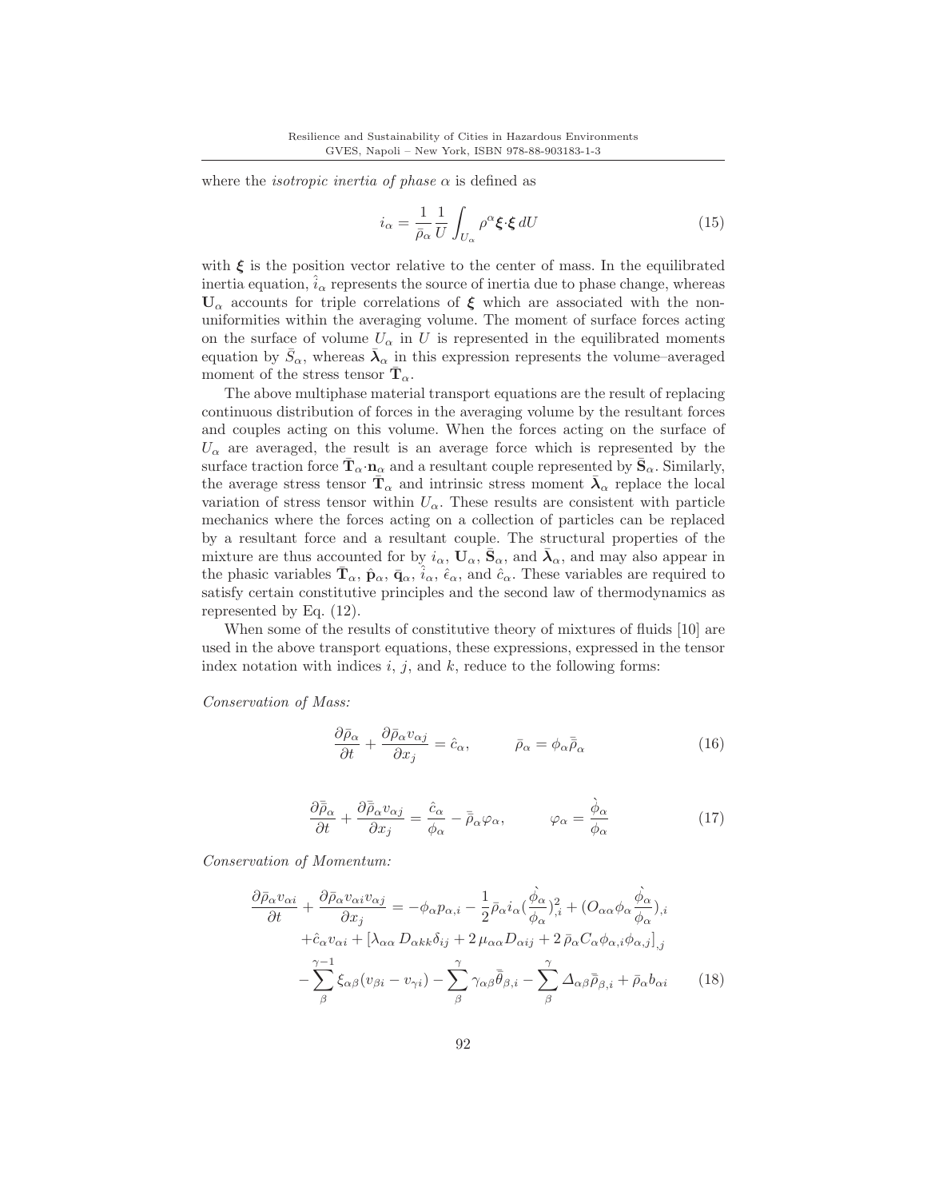where the *isotropic inertia of phase* $\alpha$ is defined as

$$i_\alpha = \frac{1}{\bar{\rho}_\alpha} \frac{1}{U} \int_{U_\alpha} \rho^\alpha \boldsymbol{\xi} \cdot \boldsymbol{\xi} \, dU \tag{15}$$

with $\boldsymbol{\xi}$ is the position vector relative to the center of mass. In the equilibrated inertia equation, $\hat{i}_\alpha$ represents the source of inertia due to phase change, whereas $\mathbf{U}_\alpha$ accounts for triple correlations of $\boldsymbol{\xi}$ which are associated with the non-uniformities within the averaging volume. The moment of surface forces acting on the surface of volume $U_\alpha$ in $U$ is represented in the equilibrated moments equation by $\bar{S}_\alpha$, whereas $\bar{\boldsymbol{\lambda}}_\alpha$ in this expression represents the volume–averaged moment of the stress tensor $\bar{\mathbf{T}}_\alpha$.

The above multiphase material transport equations are the result of replacing continuous distribution of forces in the averaging volume by the resultant forces and couples acting on this volume. When the forces acting on the surface of $U_\alpha$ are averaged, the result is an average force which is represented by the surface traction force $\bar{\mathbf{T}}_\alpha \cdot \mathbf{n}_\alpha$ and a resultant couple represented by $\bar{\mathbf{S}}_\alpha$. Similarly, the average stress tensor $\bar{\mathbf{T}}_\alpha$ and intrinsic stress moment $\bar{\boldsymbol{\lambda}}_\alpha$ replace the local variation of stress tensor within $U_\alpha$. These results are consistent with particle mechanics where the forces acting on a collection of particles can be replaced by a resultant force and a resultant couple. The structural properties of the mixture are thus accounted for by $i_\alpha$, $\mathbf{U}_\alpha$, $\bar{\mathbf{S}}_\alpha$, and $\bar{\boldsymbol{\lambda}}_\alpha$, and may also appear in the phasic variables $\bar{\mathbf{T}}_\alpha$, $\hat{\mathbf{p}}_\alpha$, $\bar{\mathbf{q}}_\alpha$, $\hat{i}_\alpha$, $\hat{\epsilon}_\alpha$, and $\hat{c}_\alpha$. These variables are required to satisfy certain constitutive principles and the second law of thermodynamics as represented by Eq. (12).

When some of the results of constitutive theory of mixtures of fluids [10] are used in the above transport equations, these expressions, expressed in the tensor index notation with indices $i$, $j$, and $k$, reduce to the following forms:

*Conservation of Mass:*

$$\frac{\partial \bar{\rho}_\alpha}{\partial t} + \frac{\partial \bar{\rho}_\alpha v_{\alpha j}}{\partial x_j} = \hat{c}_\alpha, \qquad \bar{\rho}_\alpha = \phi_\alpha \bar{\bar{\rho}}_\alpha \tag{16}$$

$$\frac{\partial \bar{\bar{\rho}}_\alpha}{\partial t} + \frac{\partial \bar{\bar{\rho}}_\alpha v_{\alpha j}}{\partial x_j} = \frac{\hat{c}_\alpha}{\phi_\alpha} - \bar{\bar{\rho}}_\alpha \varphi_\alpha, \qquad \varphi_\alpha = \frac{\grave{\phi}_\alpha}{\phi_\alpha} \tag{17}$$

*Conservation of Momentum:*

$$\begin{aligned}
\frac{\partial \bar{\rho}_\alpha v_{\alpha i}}{\partial t} + \frac{\partial \bar{\rho}_\alpha v_{\alpha i} v_{\alpha j}}{\partial x_j} &= -\phi_\alpha p_{\alpha,i} - \frac{1}{2} \bar{\rho}_\alpha i_\alpha \Big(\frac{\grave{\phi}_\alpha}{\phi_\alpha}\Big)^2_{,i} + \Big(O_{\alpha\alpha} \phi_\alpha \frac{\grave{\phi}_\alpha}{\phi_\alpha}\Big)_{,i} \\
&+ \hat{c}_\alpha v_{\alpha i} + \big[\lambda_{\alpha\alpha} D_{\alpha kk} \delta_{ij} + 2\, \mu_{\alpha\alpha} D_{\alpha ij} + 2\, \bar{\rho}_\alpha C_\alpha \phi_{\alpha,i} \phi_{\alpha,j}\big]_{,j} \\
&- \sum_\beta^{\gamma-1} \xi_{\alpha\beta} (v_{\beta i} - v_{\gamma i}) - \sum_\beta^{\gamma} \gamma_{\alpha\beta} \bar{\bar{\theta}}_{\beta,i} - \sum_\beta^{\gamma} \varDelta_{\alpha\beta} \bar{\bar{\rho}}_{\beta,i} + \bar{\rho}_\alpha b_{\alpha i}
\end{aligned} \tag{18}$$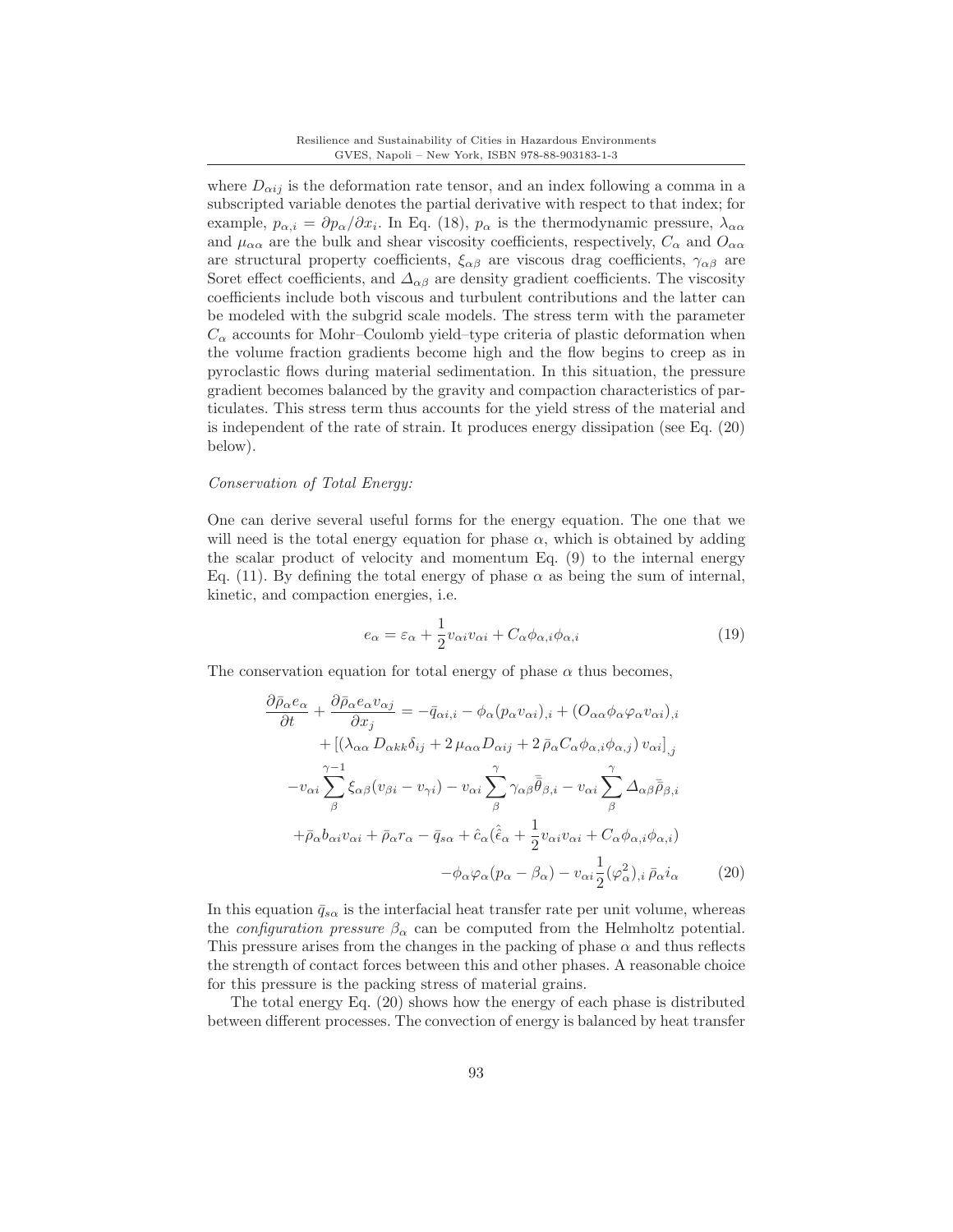where $D_{\alpha ij}$ is the deformation rate tensor, and an index following a comma in a subscripted variable denotes the partial derivative with respect to that index; for example, $p_{\alpha,i} = \partial p_\alpha / \partial x_i$. In Eq. (18), $p_\alpha$ is the thermodynamic pressure, $\lambda_{\alpha\alpha}$ and $\mu_{\alpha\alpha}$ are the bulk and shear viscosity coefficients, respectively, $C_\alpha$ and $O_{\alpha\alpha}$ are structural property coefficients, $\xi_{\alpha\beta}$ are viscous drag coefficients, $\gamma_{\alpha\beta}$ are Soret effect coefficients, and $\Delta_{\alpha\beta}$ are density gradient coefficients. The viscosity coefficients include both viscous and turbulent contributions and the latter can be modeled with the subgrid scale models. The stress term with the parameter $C_\alpha$ accounts for Mohr–Coulomb yield–type criteria of plastic deformation when the volume fraction gradients become high and the flow begins to creep as in pyroclastic flows during material sedimentation. In this situation, the pressure gradient becomes balanced by the gravity and compaction characteristics of particulates. This stress term thus accounts for the yield stress of the material and is independent of the rate of strain. It produces energy dissipation (see Eq. (20) below).

*Conservation of Total Energy:*

One can derive several useful forms for the energy equation. The one that we will need is the total energy equation for phase $\alpha$, which is obtained by adding the scalar product of velocity and momentum Eq. (9) to the internal energy Eq. (11). By defining the total energy of phase $\alpha$ as being the sum of internal, kinetic, and compaction energies, i.e.

$$e_\alpha = \varepsilon_\alpha + \frac{1}{2} v_{\alpha i} v_{\alpha i} + C_\alpha \phi_{\alpha,i} \phi_{\alpha,i} \tag{19}$$

The conservation equation for total energy of phase $\alpha$ thus becomes,

$$\begin{aligned}
\frac{\partial \bar{\rho}_\alpha e_\alpha}{\partial t} + \frac{\partial \bar{\rho}_\alpha e_\alpha v_{\alpha j}}{\partial x_j} &= -\bar{q}_{\alpha i,i} - \phi_\alpha (p_\alpha v_{\alpha i})_{,i} + (O_{\alpha\alpha} \phi_\alpha \varphi_\alpha v_{\alpha i})_{,i} \\
&\quad + \left[ (\lambda_{\alpha\alpha} D_{\alpha kk} \delta_{ij} + 2\,\mu_{\alpha\alpha} D_{\alpha ij} + 2\,\bar{\rho}_\alpha C_\alpha \phi_{\alpha,i} \phi_{\alpha,j})\, v_{\alpha i} \right]_{,j} \\
-v_{\alpha i} \sum_{\beta}^{\gamma-1} \xi_{\alpha\beta} (v_{\beta i} - v_{\gamma i}) &- v_{\alpha i} \sum_{\beta}^{\gamma} \gamma_{\alpha\beta} \bar{\bar{\theta}}_{\beta,i} - v_{\alpha i} \sum_{\beta}^{\gamma} \Delta_{\alpha\beta} \bar{\bar{\rho}}_{\beta,i} \\
+\bar{\rho}_\alpha b_{\alpha i} v_{\alpha i} + \bar{\rho}_\alpha r_\alpha - \bar{q}_{s\alpha} &+ \hat{c}_\alpha \Big( \hat{\bar{\epsilon}}_\alpha + \frac{1}{2} v_{\alpha i} v_{\alpha i} + C_\alpha \phi_{\alpha,i} \phi_{\alpha,i} \Big) \\
&\quad - \phi_\alpha \varphi_\alpha (p_\alpha - \beta_\alpha) - v_{\alpha i} \frac{1}{2} (\varphi_\alpha^2)_{,i}\, \bar{\rho}_\alpha i_\alpha
\end{aligned} \tag{20}$$

In this equation $\bar{q}_{s\alpha}$ is the interfacial heat transfer rate per unit volume, whereas the *configuration pressure* $\beta_\alpha$ can be computed from the Helmholtz potential. This pressure arises from the changes in the packing of phase $\alpha$ and thus reflects the strength of contact forces between this and other phases. A reasonable choice for this pressure is the packing stress of material grains.

The total energy Eq. (20) shows how the energy of each phase is distributed between different processes. The convection of energy is balanced by heat transfer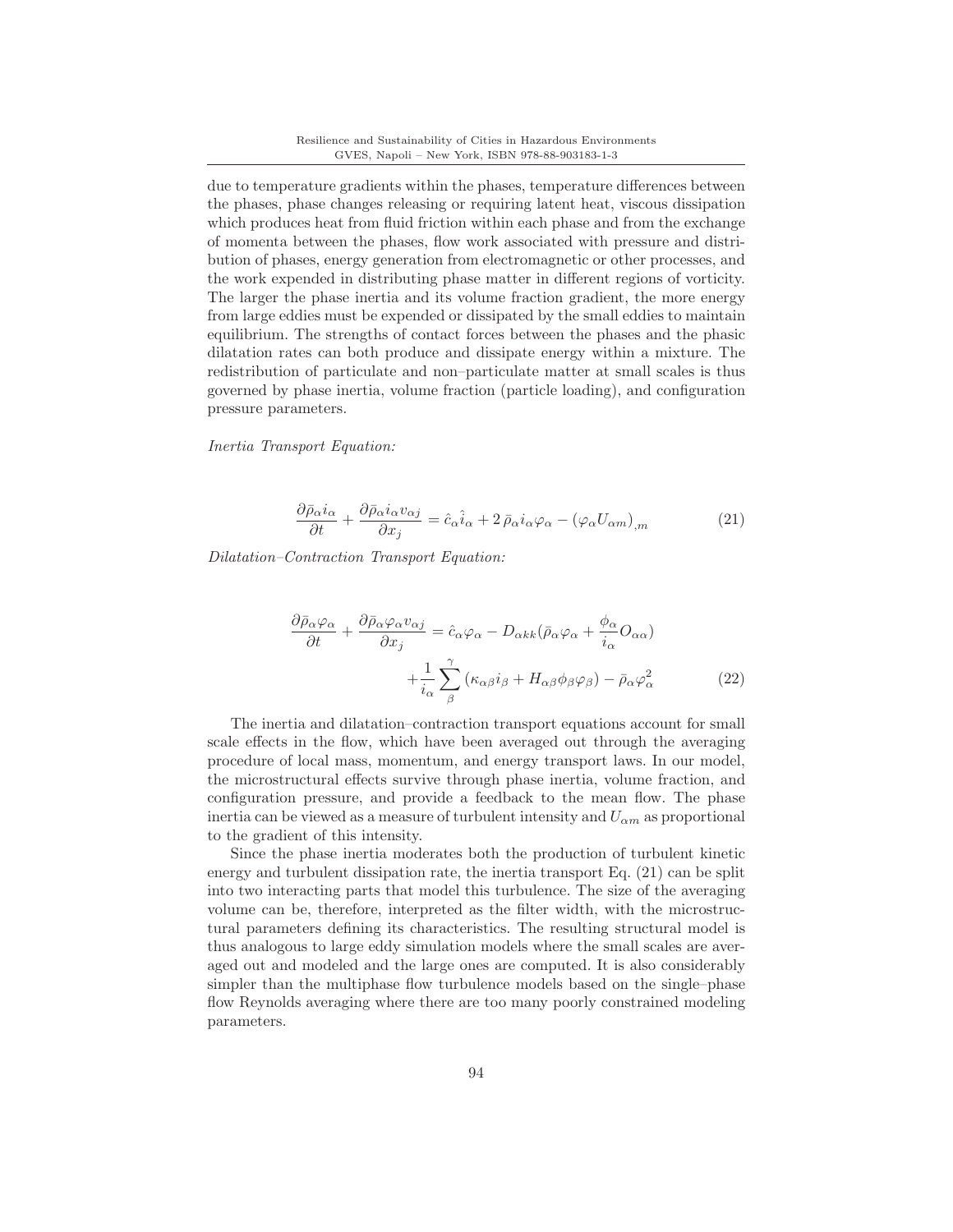due to temperature gradients within the phases, temperature differences between the phases, phase changes releasing or requiring latent heat, viscous dissipation which produces heat from fluid friction within each phase and from the exchange of momenta between the phases, flow work associated with pressure and distribution of phases, energy generation from electromagnetic or other processes, and the work expended in distributing phase matter in different regions of vorticity. The larger the phase inertia and its volume fraction gradient, the more energy from large eddies must be expended or dissipated by the small eddies to maintain equilibrium. The strengths of contact forces between the phases and the phasic dilatation rates can both produce and dissipate energy within a mixture. The redistribution of particulate and non–particulate matter at small scales is thus governed by phase inertia, volume fraction (particle loading), and configuration pressure parameters.

*Inertia Transport Equation:*

$$\frac{\partial \bar{\rho}_\alpha i_\alpha}{\partial t} + \frac{\partial \bar{\rho}_\alpha i_\alpha v_{\alpha j}}{\partial x_j} = \hat{c}_\alpha \hat{i}_\alpha + 2\,\bar{\rho}_\alpha i_\alpha \varphi_\alpha - (\varphi_\alpha U_{\alpha m})_{,m} \tag{21}$$

*Dilatation–Contraction Transport Equation:*

$$\begin{aligned}\frac{\partial \bar{\rho}_\alpha \varphi_\alpha}{\partial t} + \frac{\partial \bar{\rho}_\alpha \varphi_\alpha v_{\alpha j}}{\partial x_j} &= \hat{c}_\alpha \varphi_\alpha - D_{\alpha kk}(\bar{\rho}_\alpha \varphi_\alpha + \frac{\phi_\alpha}{i_\alpha} O_{\alpha\alpha}) \\ &\quad + \frac{1}{i_\alpha} \sum_{\beta}^{\gamma} (\kappa_{\alpha\beta} i_\beta + H_{\alpha\beta} \phi_\beta \varphi_\beta) - \bar{\rho}_\alpha \varphi_\alpha^2\end{aligned} \tag{22}$$

The inertia and dilatation–contraction transport equations account for small scale effects in the flow, which have been averaged out through the averaging procedure of local mass, momentum, and energy transport laws. In our model, the microstructural effects survive through phase inertia, volume fraction, and configuration pressure, and provide a feedback to the mean flow. The phase inertia can be viewed as a measure of turbulent intensity and $U_{\alpha m}$ as proportional to the gradient of this intensity.

Since the phase inertia moderates both the production of turbulent kinetic energy and turbulent dissipation rate, the inertia transport Eq. (21) can be split into two interacting parts that model this turbulence. The size of the averaging volume can be, therefore, interpreted as the filter width, with the microstructural parameters defining its characteristics. The resulting structural model is thus analogous to large eddy simulation models where the small scales are averaged out and modeled and the large ones are computed. It is also considerably simpler than the multiphase flow turbulence models based on the single–phase flow Reynolds averaging where there are too many poorly constrained modeling parameters.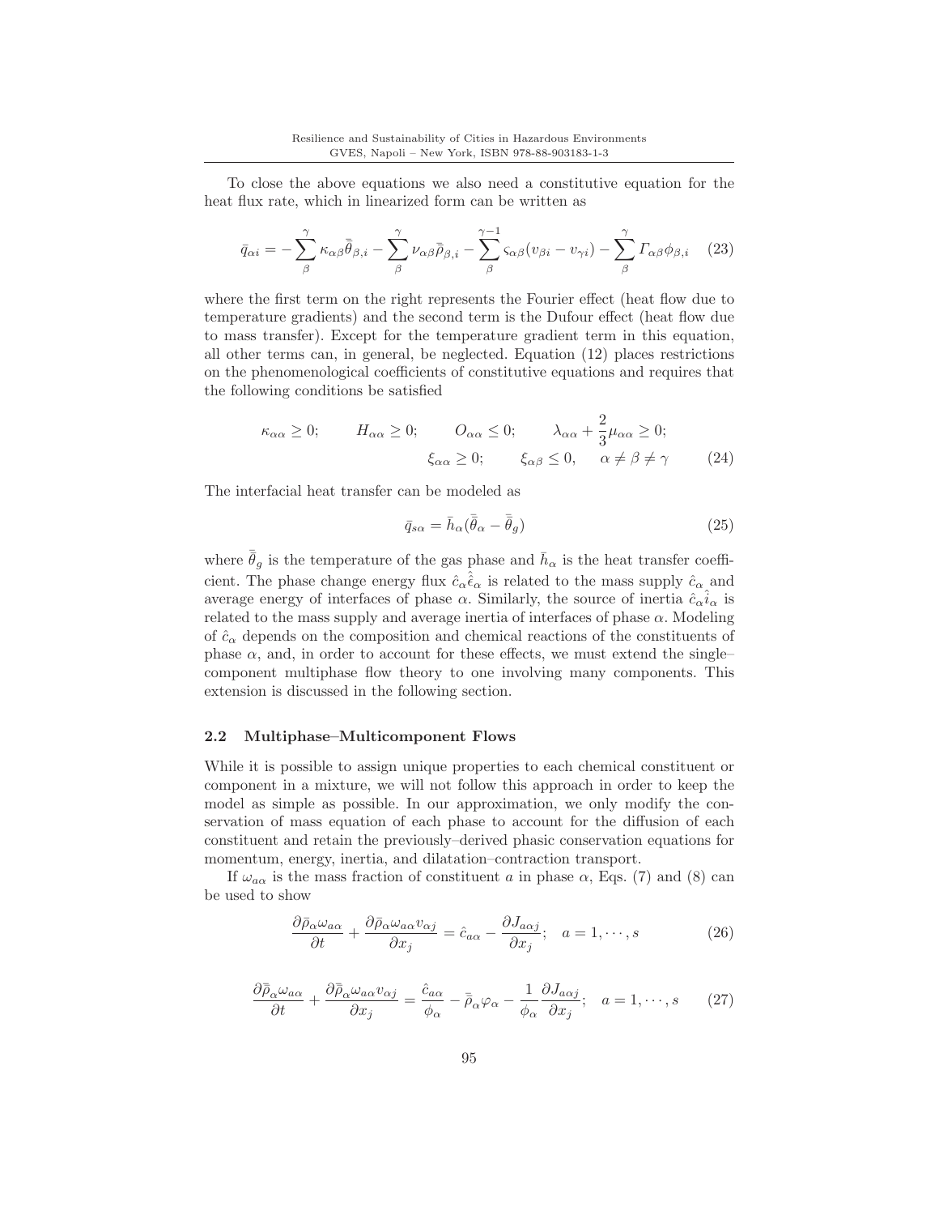To close the above equations we also need a constitutive equation for the heat flux rate, which in linearized form can be written as

$$\bar{q}_{\alpha i} = -\sum_{\beta}^{\gamma} \kappa_{\alpha\beta} \bar{\bar{\theta}}_{\beta,i} - \sum_{\beta}^{\gamma} \nu_{\alpha\beta} \bar{\bar{\rho}}_{\beta,i} - \sum_{\beta}^{\gamma-1} \varsigma_{\alpha\beta}(v_{\beta i} - v_{\gamma i}) - \sum_{\beta}^{\gamma} \Gamma_{\alpha\beta} \phi_{\beta,i} \quad (23)$$

where the first term on the right represents the Fourier effect (heat flow due to temperature gradients) and the second term is the Dufour effect (heat flow due to mass transfer). Except for the temperature gradient term in this equation, all other terms can, in general, be neglected. Equation (12) places restrictions on the phenomenological coefficients of constitutive equations and requires that the following conditions be satisfied

$$\kappa_{\alpha\alpha} \geq 0; \qquad H_{\alpha\alpha} \geq 0; \qquad O_{\alpha\alpha} \leq 0; \qquad \lambda_{\alpha\alpha} + \frac{2}{3}\mu_{\alpha\alpha} \geq 0;$$
$$\xi_{\alpha\alpha} \geq 0; \qquad \xi_{\alpha\beta} \leq 0, \quad \alpha \neq \beta \neq \gamma \quad (24)$$

The interfacial heat transfer can be modeled as

$$\bar{q}_{s\alpha} = \bar{h}_{\alpha}(\bar{\bar{\theta}}_{\alpha} - \bar{\bar{\theta}}_{g}) \quad (25)$$

where $\bar{\bar{\theta}}_g$ is the temperature of the gas phase and $\bar{h}_\alpha$ is the heat transfer coefficient. The phase change energy flux $\hat{c}_\alpha \hat{\bar{\epsilon}}_\alpha$ is related to the mass supply $\hat{c}_\alpha$ and average energy of interfaces of phase $\alpha$. Similarly, the source of inertia $\hat{c}_\alpha \hat{\bar{i}}_\alpha$ is related to the mass supply and average inertia of interfaces of phase $\alpha$. Modeling of $\hat{c}_\alpha$ depends on the composition and chemical reactions of the constituents of phase $\alpha$, and, in order to account for these effects, we must extend the single–component multiphase flow theory to one involving many components. This extension is discussed in the following section.

### 2.2 Multiphase–Multicomponent Flows

While it is possible to assign unique properties to each chemical constituent or component in a mixture, we will not follow this approach in order to keep the model as simple as possible. In our approximation, we only modify the conservation of mass equation of each phase to account for the diffusion of each constituent and retain the previously–derived phasic conservation equations for momentum, energy, inertia, and dilatation–contraction transport.

If $\omega_{a\alpha}$ is the mass fraction of constituent $a$ in phase $\alpha$, Eqs. (7) and (8) can be used to show

$$\frac{\partial \bar{\rho}_\alpha \omega_{a\alpha}}{\partial t} + \frac{\partial \bar{\rho}_\alpha \omega_{a\alpha} v_{\alpha j}}{\partial x_j} = \hat{c}_{a\alpha} - \frac{\partial J_{a\alpha j}}{\partial x_j}; \quad a = 1, \cdots, s \quad (26)$$

$$\frac{\partial \bar{\bar{\rho}}_\alpha \omega_{a\alpha}}{\partial t} + \frac{\partial \bar{\bar{\rho}}_\alpha \omega_{a\alpha} v_{\alpha j}}{\partial x_j} = \frac{\hat{c}_{a\alpha}}{\phi_\alpha} - \bar{\bar{\rho}}_\alpha \varphi_\alpha - \frac{1}{\phi_\alpha}\frac{\partial J_{a\alpha j}}{\partial x_j}; \quad a = 1, \cdots, s \quad (27)$$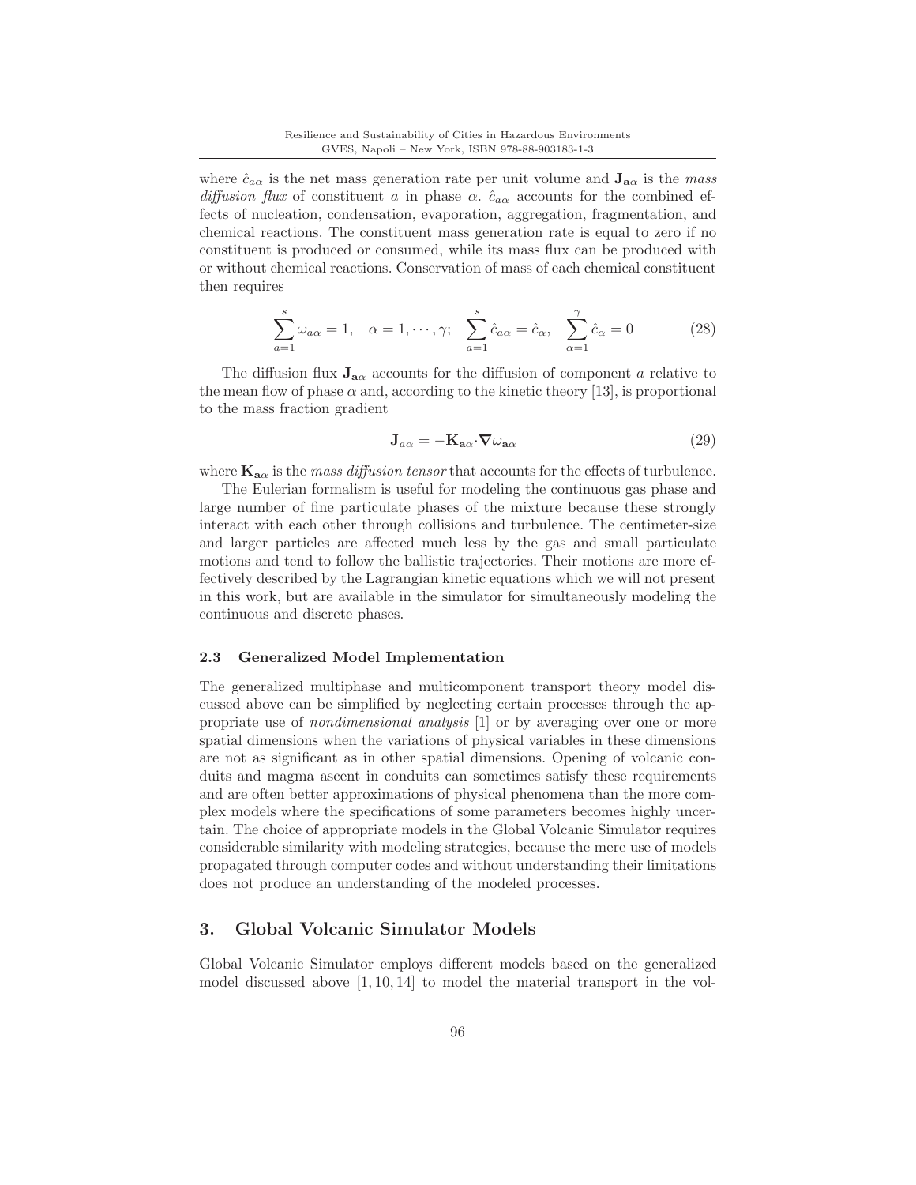where $\hat{c}_{a\alpha}$ is the net mass generation rate per unit volume and $\mathbf{J}_{\mathbf{a}\alpha}$ is the *mass diffusion flux* of constituent $a$ in phase $\alpha$. $\hat{c}_{a\alpha}$ accounts for the combined effects of nucleation, condensation, evaporation, aggregation, fragmentation, and chemical reactions. The constituent mass generation rate is equal to zero if no constituent is produced or consumed, while its mass flux can be produced with or without chemical reactions. Conservation of mass of each chemical constituent then requires

$$\sum_{a=1}^{s} \omega_{a\alpha} = 1, \quad \alpha = 1, \cdots, \gamma; \quad \sum_{a=1}^{s} \hat{c}_{a\alpha} = \hat{c}_{\alpha}, \quad \sum_{\alpha=1}^{\gamma} \hat{c}_{\alpha} = 0 \tag{28}$$

The diffusion flux $\mathbf{J}_{\mathbf{a}\alpha}$ accounts for the diffusion of component $a$ relative to the mean flow of phase $\alpha$ and, according to the kinetic theory [13], is proportional to the mass fraction gradient

$$\mathbf{J}_{a\alpha} = -\mathbf{K}_{\mathbf{a}\alpha} \cdot \boldsymbol{\nabla} \omega_{\mathbf{a}\alpha} \tag{29}$$

where $\mathbf{K}_{\mathbf{a}\alpha}$ is the *mass diffusion tensor* that accounts for the effects of turbulence.

The Eulerian formalism is useful for modeling the continuous gas phase and large number of fine particulate phases of the mixture because these strongly interact with each other through collisions and turbulence. The centimeter-size and larger particles are affected much less by the gas and small particulate motions and tend to follow the ballistic trajectories. Their motions are more effectively described by the Lagrangian kinetic equations which we will not present in this work, but are available in the simulator for simultaneously modeling the continuous and discrete phases.

### 2.3 Generalized Model Implementation

The generalized multiphase and multicomponent transport theory model discussed above can be simplified by neglecting certain processes through the appropriate use of *nondimensional analysis* [1] or by averaging over one or more spatial dimensions when the variations of physical variables in these dimensions are not as significant as in other spatial dimensions. Opening of volcanic conduits and magma ascent in conduits can sometimes satisfy these requirements and are often better approximations of physical phenomena than the more complex models where the specifications of some parameters becomes highly uncertain. The choice of appropriate models in the Global Volcanic Simulator requires considerable similarity with modeling strategies, because the mere use of models propagated through computer codes and without understanding their limitations does not produce an understanding of the modeled processes.

## 3. Global Volcanic Simulator Models

Global Volcanic Simulator employs different models based on the generalized model discussed above [1, 10, 14] to model the material transport in the vol-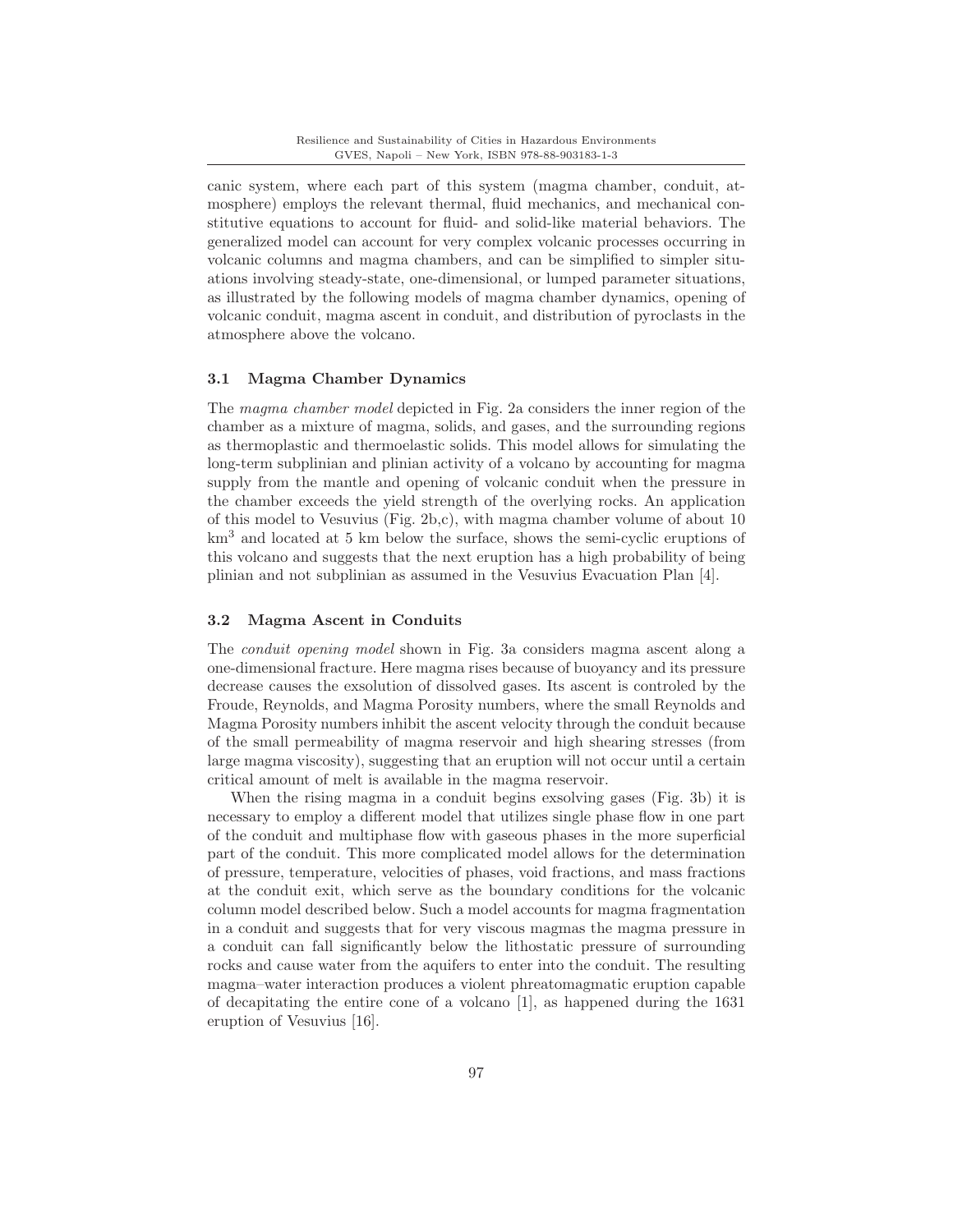canic system, where each part of this system (magma chamber, conduit, atmosphere) employs the relevant thermal, fluid mechanics, and mechanical constitutive equations to account for fluid- and solid-like material behaviors. The generalized model can account for very complex volcanic processes occurring in volcanic columns and magma chambers, and can be simplified to simpler situations involving steady-state, one-dimensional, or lumped parameter situations, as illustrated by the following models of magma chamber dynamics, opening of volcanic conduit, magma ascent in conduit, and distribution of pyroclasts in the atmosphere above the volcano.

### 3.1 Magma Chamber Dynamics

The *magma chamber model* depicted in Fig. 2a considers the inner region of the chamber as a mixture of magma, solids, and gases, and the surrounding regions as thermoplastic and thermoelastic solids. This model allows for simulating the long-term subplinian and plinian activity of a volcano by accounting for magma supply from the mantle and opening of volcanic conduit when the pressure in the chamber exceeds the yield strength of the overlying rocks. An application of this model to Vesuvius (Fig. 2b,c), with magma chamber volume of about 10 $km^3$ and located at 5 km below the surface, shows the semi-cyclic eruptions of this volcano and suggests that the next eruption has a high probability of being plinian and not subplinian as assumed in the Vesuvius Evacuation Plan [4].

### 3.2 Magma Ascent in Conduits

The *conduit opening model* shown in Fig. 3a considers magma ascent along a one-dimensional fracture. Here magma rises because of buoyancy and its pressure decrease causes the exsolution of dissolved gases. Its ascent is controled by the Froude, Reynolds, and Magma Porosity numbers, where the small Reynolds and Magma Porosity numbers inhibit the ascent velocity through the conduit because of the small permeability of magma reservoir and high shearing stresses (from large magma viscosity), suggesting that an eruption will not occur until a certain critical amount of melt is available in the magma reservoir.

When the rising magma in a conduit begins exsolving gases (Fig. 3b) it is necessary to employ a different model that utilizes single phase flow in one part of the conduit and multiphase flow with gaseous phases in the more superficial part of the conduit. This more complicated model allows for the determination of pressure, temperature, velocities of phases, void fractions, and mass fractions at the conduit exit, which serve as the boundary conditions for the volcanic column model described below. Such a model accounts for magma fragmentation in a conduit and suggests that for very viscous magmas the magma pressure in a conduit can fall significantly below the lithostatic pressure of surrounding rocks and cause water from the aquifers to enter into the conduit. The resulting magma–water interaction produces a violent phreatomagmatic eruption capable of decapitating the entire cone of a volcano [1], as happened during the 1631 eruption of Vesuvius [16].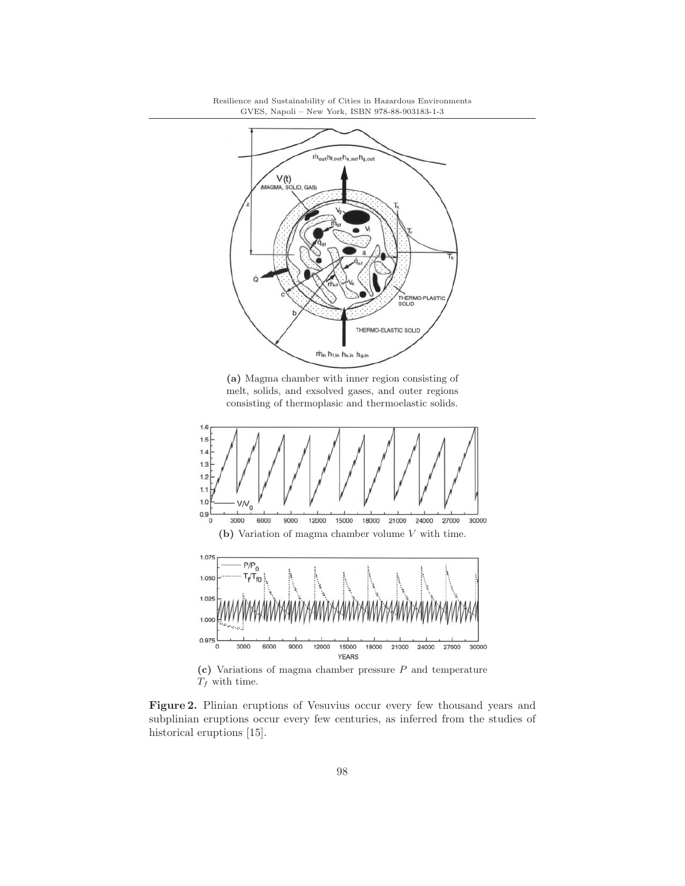**(a)** Magma chamber with inner region consisting of melt, solids, and exsolved gases, and outer regions consisting of thermoplasic and thermoelastic solids.

**(b)** Variation of magma chamber volume $V$ with time.

**(c)** Variations of magma chamber pressure $P$ and temperature $T_f$ with time.

**Figure 2.** Plinian eruptions of Vesuvius occur every few thousand years and subplinian eruptions occur every few centuries, as inferred from the studies of historical eruptions [15].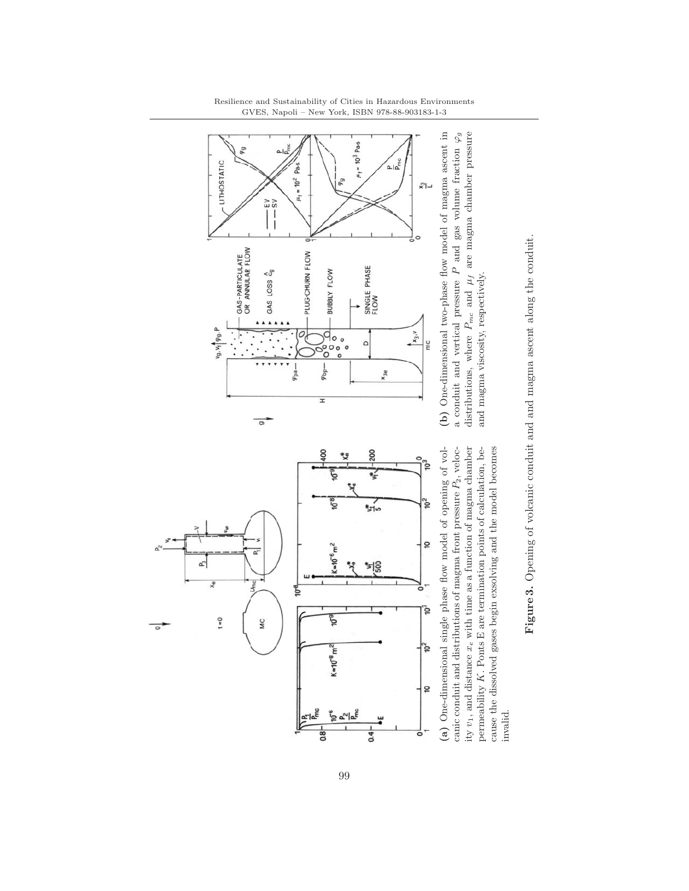**(a)** One-dimensional single phase flow model of opening of volcanic conduit and distributions of magma front pressure $P_2$, velocity $v_1$, and distance $x_e$ with time as a function of magma chamber permeability $K$. Ponts E are termination points of calculation, because the dissolved gases begin exsolving and the model becomes invalid.

**(b)** One-dimensional two-phase flow model of magma ascent in a conduit and vertical pressure $P$ and gas volume fraction $\varphi_g$ distributions, where $P_{mc}$ and $\mu_f$ are magma chamber pressure and magma viscosity, respectively.

**Figure 3.** Opening of volcanic conduit and and magma ascent along the conduit.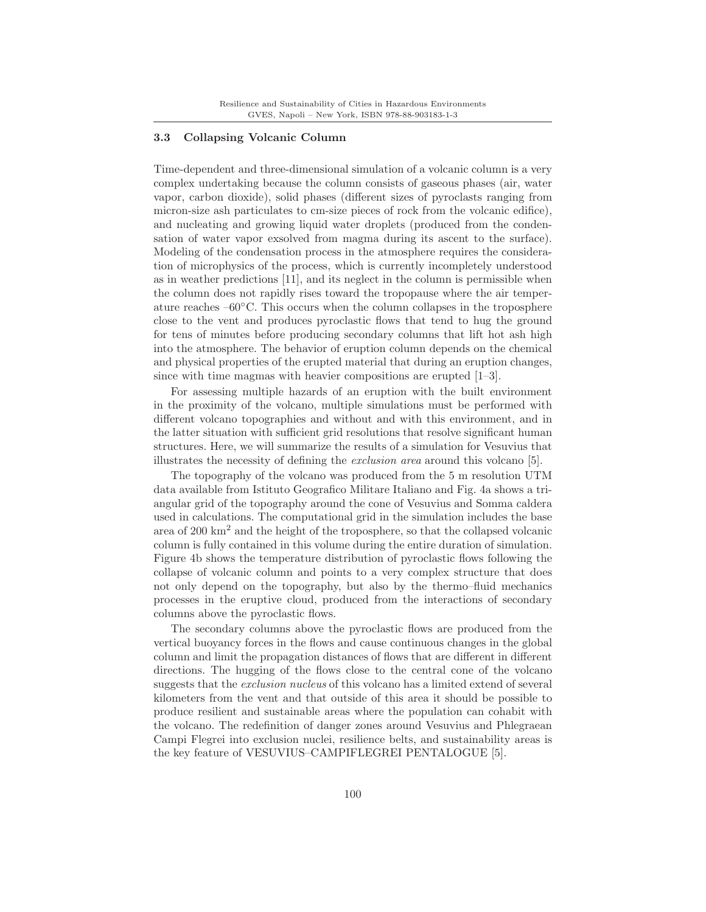### 3.3 Collapsing Volcanic Column

Time-dependent and three-dimensional simulation of a volcanic column is a very complex undertaking because the column consists of gaseous phases (air, water vapor, carbon dioxide), solid phases (different sizes of pyroclasts ranging from micron-size ash particulates to cm-size pieces of rock from the volcanic edifice), and nucleating and growing liquid water droplets (produced from the condensation of water vapor exsolved from magma during its ascent to the surface). Modeling of the condensation process in the atmosphere requires the consideration of microphysics of the process, which is currently incompletely understood as in weather predictions [11], and its neglect in the column is permissible when the column does not rapidly rises toward the tropopause where the air temperature reaches –60°C. This occurs when the column collapses in the troposphere close to the vent and produces pyroclastic flows that tend to hug the ground for tens of minutes before producing secondary columns that lift hot ash high into the atmosphere. The behavior of eruption column depends on the chemical and physical properties of the erupted material that during an eruption changes, since with time magmas with heavier compositions are erupted [1–3].

For assessing multiple hazards of an eruption with the built environment in the proximity of the volcano, multiple simulations must be performed with different volcano topographies and without and with this environment, and in the latter situation with sufficient grid resolutions that resolve significant human structures. Here, we will summarize the results of a simulation for Vesuvius that illustrates the necessity of defining the *exclusion area* around this volcano [5].

The topography of the volcano was produced from the 5 m resolution UTM data available from Istituto Geografico Militare Italiano and Fig. 4a shows a triangular grid of the topography around the cone of Vesuvius and Somma caldera used in calculations. The computational grid in the simulation includes the base area of 200 km$^2$ and the height of the troposphere, so that the collapsed volcanic column is fully contained in this volume during the entire duration of simulation. Figure 4b shows the temperature distribution of pyroclastic flows following the collapse of volcanic column and points to a very complex structure that does not only depend on the topography, but also by the thermo–fluid mechanics processes in the eruptive cloud, produced from the interactions of secondary columns above the pyroclastic flows.

The secondary columns above the pyroclastic flows are produced from the vertical buoyancy forces in the flows and cause continuous changes in the global column and limit the propagation distances of flows that are different in different directions. The hugging of the flows close to the central cone of the volcano suggests that the *exclusion nucleus* of this volcano has a limited extend of several kilometers from the vent and that outside of this area it should be possible to produce resilient and sustainable areas where the population can cohabit with the volcano. The redefinition of danger zones around Vesuvius and Phlegraean Campi Flegrei into exclusion nuclei, resilience belts, and sustainability areas is the key feature of VESUVIUS–CAMPIFLEGREI PENTALOGUE [5].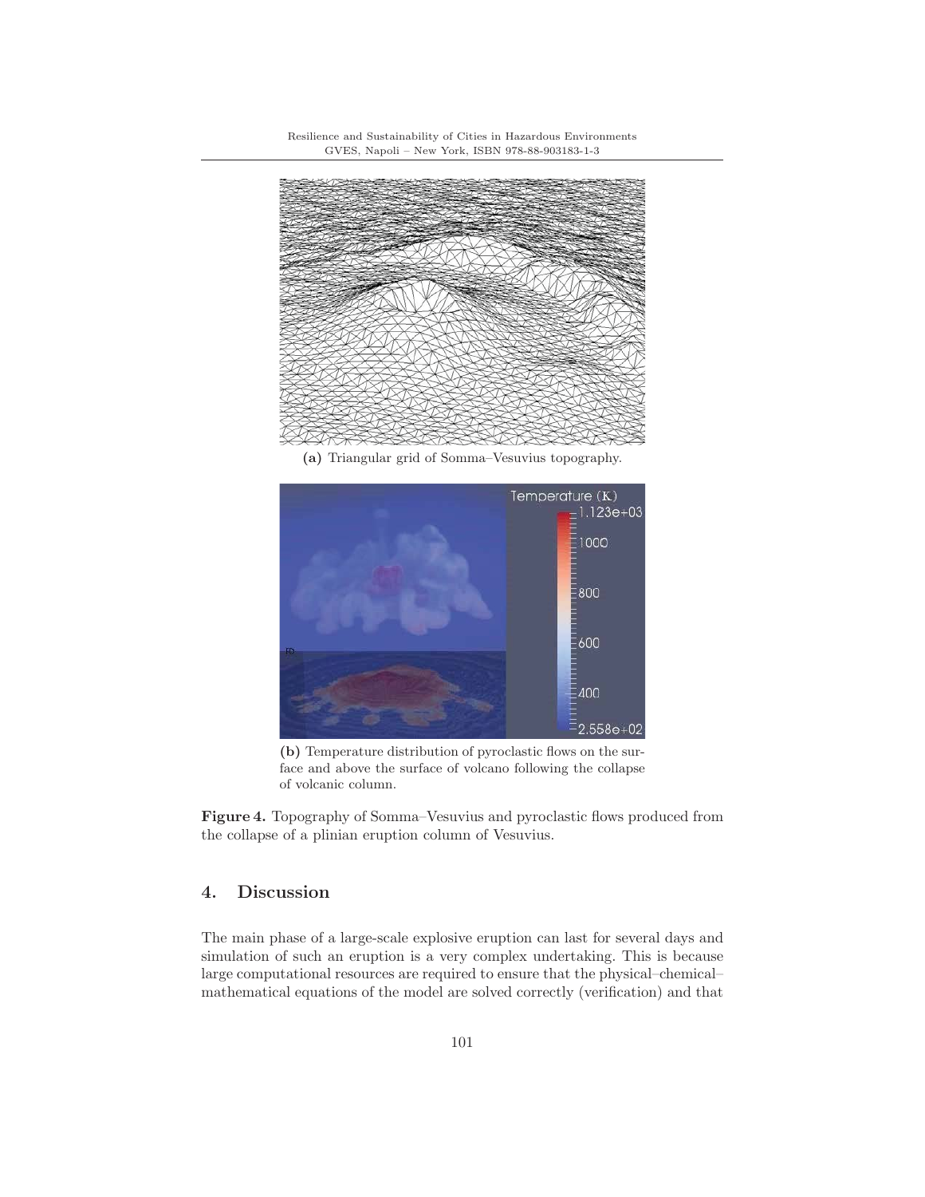(a) Triangular grid of Somma–Vesuvius topography.

(b) Temperature distribution of pyroclastic flows on the surface and above the surface of volcano following the collapse of volcanic column.

**Figure 4.** Topography of Somma–Vesuvius and pyroclastic flows produced from the collapse of a plinian eruption column of Vesuvius.

## 4. Discussion

The main phase of a large-scale explosive eruption can last for several days and simulation of such an eruption is a very complex undertaking. This is because large computational resources are required to ensure that the physical–chemical–mathematical equations of the model are solved correctly (verification) and that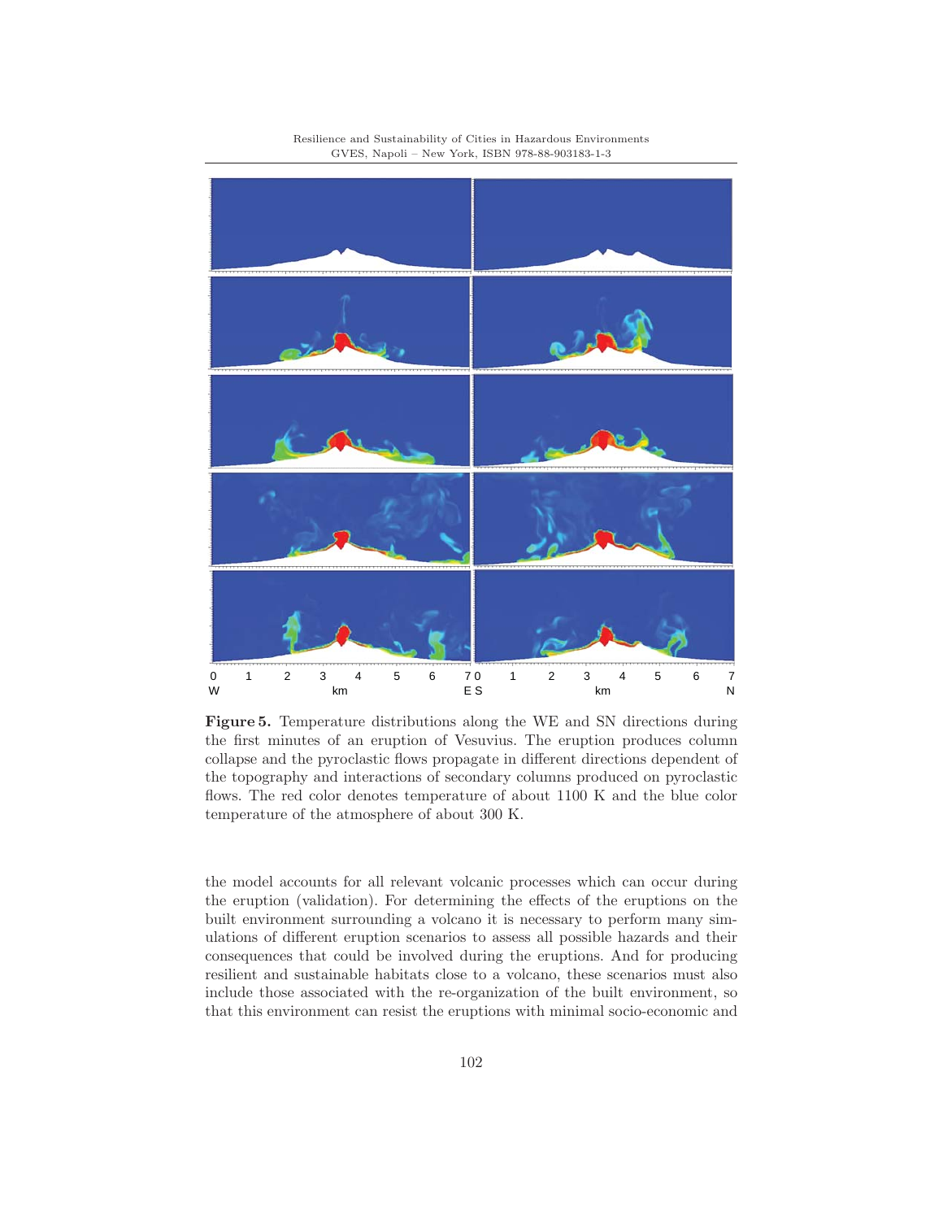**Figure 5.** Temperature distributions along the WE and SN directions during the first minutes of an eruption of Vesuvius. The eruption produces column collapse and the pyroclastic flows propagate in different directions dependent of the topography and interactions of secondary columns produced on pyroclastic flows. The red color denotes temperature of about 1100 K and the blue color temperature of the atmosphere of about 300 K.

the model accounts for all relevant volcanic processes which can occur during the eruption (validation). For determining the effects of the eruptions on the built environment surrounding a volcano it is necessary to perform many simulations of different eruption scenarios to assess all possible hazards and their consequences that could be involved during the eruptions. And for producing resilient and sustainable habitats close to a volcano, these scenarios must also include those associated with the re-organization of the built environment, so that this environment can resist the eruptions with minimal socio-economic and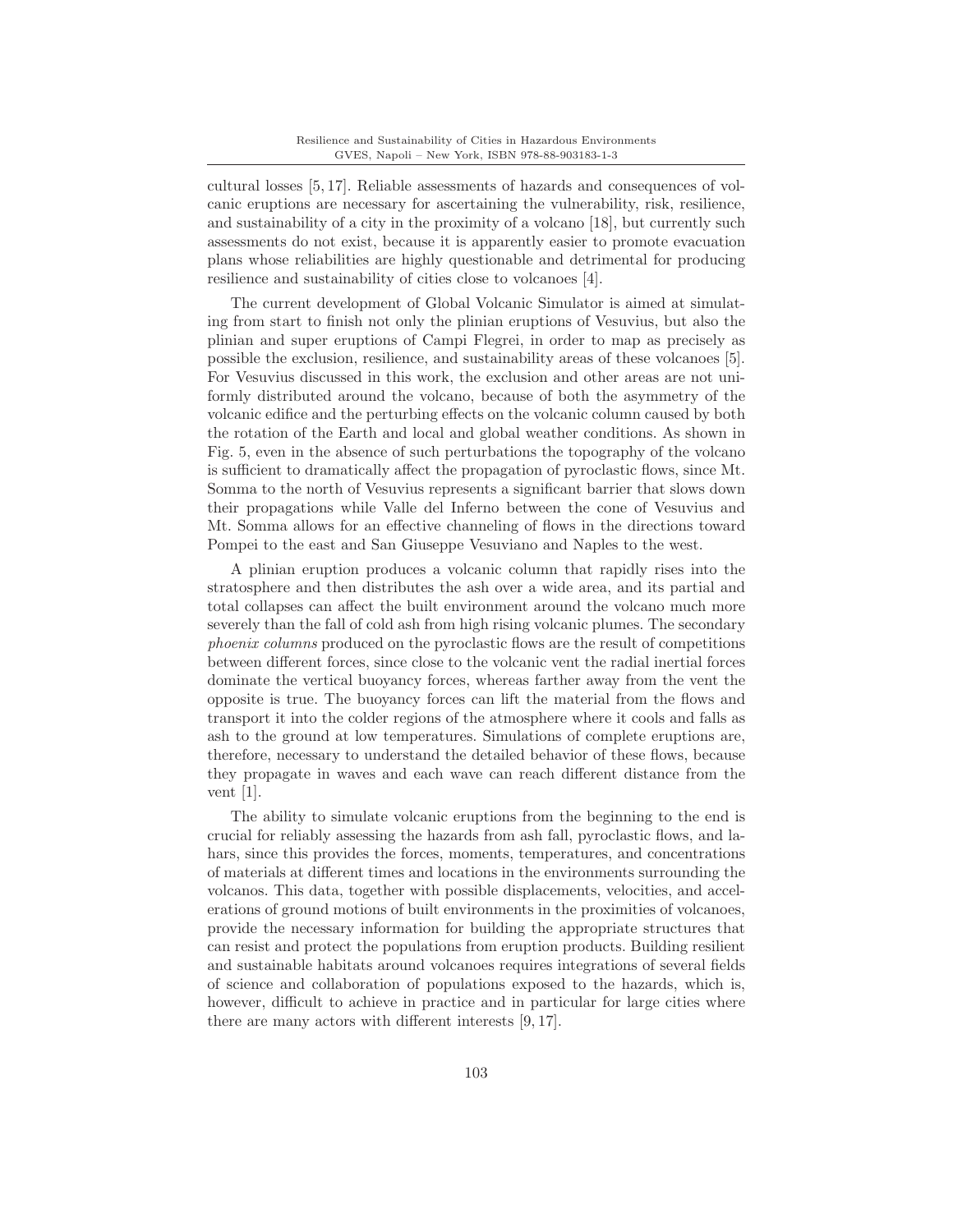cultural losses [5, 17]. Reliable assessments of hazards and consequences of volcanic eruptions are necessary for ascertaining the vulnerability, risk, resilience, and sustainability of a city in the proximity of a volcano [18], but currently such assessments do not exist, because it is apparently easier to promote evacuation plans whose reliabilities are highly questionable and detrimental for producing resilience and sustainability of cities close to volcanoes [4].

The current development of Global Volcanic Simulator is aimed at simulating from start to finish not only the plinian eruptions of Vesuvius, but also the plinian and super eruptions of Campi Flegrei, in order to map as precisely as possible the exclusion, resilience, and sustainability areas of these volcanoes [5]. For Vesuvius discussed in this work, the exclusion and other areas are not uniformly distributed around the volcano, because of both the asymmetry of the volcanic edifice and the perturbing effects on the volcanic column caused by both the rotation of the Earth and local and global weather conditions. As shown in Fig. 5, even in the absence of such perturbations the topography of the volcano is sufficient to dramatically affect the propagation of pyroclastic flows, since Mt. Somma to the north of Vesuvius represents a significant barrier that slows down their propagations while Valle del Inferno between the cone of Vesuvius and Mt. Somma allows for an effective channeling of flows in the directions toward Pompei to the east and San Giuseppe Vesuviano and Naples to the west.

A plinian eruption produces a volcanic column that rapidly rises into the stratosphere and then distributes the ash over a wide area, and its partial and total collapses can affect the built environment around the volcano much more severely than the fall of cold ash from high rising volcanic plumes. The secondary *phoenix columns* produced on the pyroclastic flows are the result of competitions between different forces, since close to the volcanic vent the radial inertial forces dominate the vertical buoyancy forces, whereas farther away from the vent the opposite is true. The buoyancy forces can lift the material from the flows and transport it into the colder regions of the atmosphere where it cools and falls as ash to the ground at low temperatures. Simulations of complete eruptions are, therefore, necessary to understand the detailed behavior of these flows, because they propagate in waves and each wave can reach different distance from the vent [1].

The ability to simulate volcanic eruptions from the beginning to the end is crucial for reliably assessing the hazards from ash fall, pyroclastic flows, and lahars, since this provides the forces, moments, temperatures, and concentrations of materials at different times and locations in the environments surrounding the volcanos. This data, together with possible displacements, velocities, and accelerations of ground motions of built environments in the proximities of volcanoes, provide the necessary information for building the appropriate structures that can resist and protect the populations from eruption products. Building resilient and sustainable habitats around volcanoes requires integrations of several fields of science and collaboration of populations exposed to the hazards, which is, however, difficult to achieve in practice and in particular for large cities where there are many actors with different interests [9, 17].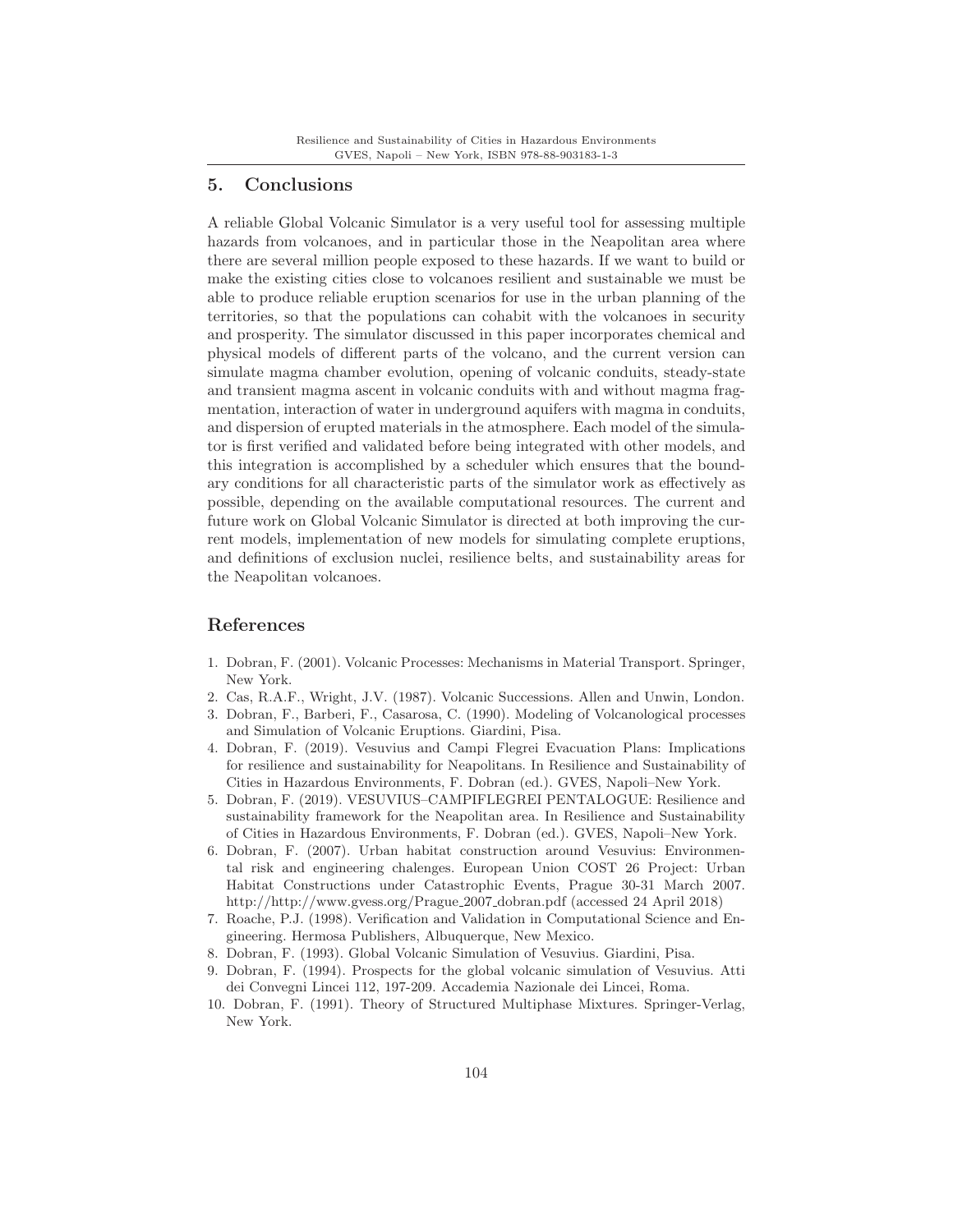## 5. Conclusions

A reliable Global Volcanic Simulator is a very useful tool for assessing multiple hazards from volcanoes, and in particular those in the Neapolitan area where there are several million people exposed to these hazards. If we want to build or make the existing cities close to volcanoes resilient and sustainable we must be able to produce reliable eruption scenarios for use in the urban planning of the territories, so that the populations can cohabit with the volcanoes in security and prosperity. The simulator discussed in this paper incorporates chemical and physical models of different parts of the volcano, and the current version can simulate magma chamber evolution, opening of volcanic conduits, steady-state and transient magma ascent in volcanic conduits with and without magma fragmentation, interaction of water in underground aquifers with magma in conduits, and dispersion of erupted materials in the atmosphere. Each model of the simulator is first verified and validated before being integrated with other models, and this integration is accomplished by a scheduler which ensures that the boundary conditions for all characteristic parts of the simulator work as effectively as possible, depending on the available computational resources. The current and future work on Global Volcanic Simulator is directed at both improving the current models, implementation of new models for simulating complete eruptions, and definitions of exclusion nuclei, resilience belts, and sustainability areas for the Neapolitan volcanoes.

## References

1. Dobran, F. (2001). Volcanic Processes: Mechanisms in Material Transport. Springer, New York.
2. Cas, R.A.F., Wright, J.V. (1987). Volcanic Successions. Allen and Unwin, London.
3. Dobran, F., Barberi, F., Casarosa, C. (1990). Modeling of Volcanological processes and Simulation of Volcanic Eruptions. Giardini, Pisa.
4. Dobran, F. (2019). Vesuvius and Campi Flegrei Evacuation Plans: Implications for resilience and sustainability for Neapolitans. In Resilience and Sustainability of Cities in Hazardous Environments, F. Dobran (ed.). GVES, Napoli–New York.
5. Dobran, F. (2019). VESUVIUS–CAMPIFLEGREI PENTALOGUE: Resilience and sustainability framework for the Neapolitan area. In Resilience and Sustainability of Cities in Hazardous Environments, F. Dobran (ed.). GVES, Napoli–New York.
6. Dobran, F. (2007). Urban habitat construction around Vesuvius: Environmental risk and engineering chalenges. European Union COST 26 Project: Urban Habitat Constructions under Catastrophic Events, Prague 30-31 March 2007. http://http://www.gvess.org/Prague_2007_dobran.pdf (accessed 24 April 2018)
7. Roache, P.J. (1998). Verification and Validation in Computational Science and Engineering. Hermosa Publishers, Albuquerque, New Mexico.
8. Dobran, F. (1993). Global Volcanic Simulation of Vesuvius. Giardini, Pisa.
9. Dobran, F. (1994). Prospects for the global volcanic simulation of Vesuvius. Atti dei Convegni Lincei 112, 197-209. Accademia Nazionale dei Lincei, Roma.
10. Dobran, F. (1991). Theory of Structured Multiphase Mixtures. Springer-Verlag, New York.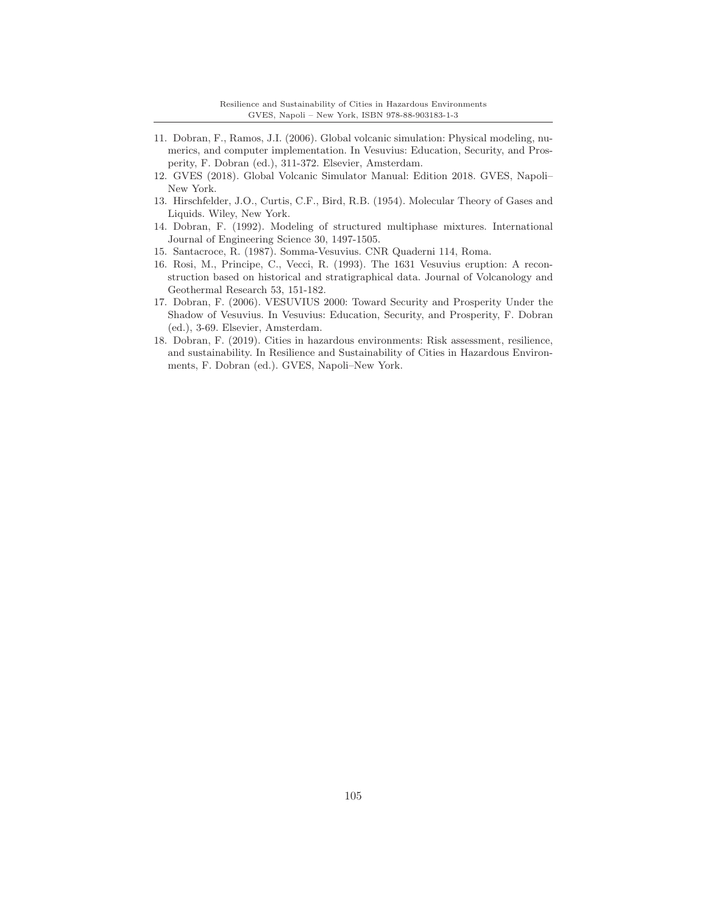11. Dobran, F., Ramos, J.I. (2006). Global volcanic simulation: Physical modeling, numerics, and computer implementation. In Vesuvius: Education, Security, and Prosperity, F. Dobran (ed.), 311-372. Elsevier, Amsterdam.
12. GVES (2018). Global Volcanic Simulator Manual: Edition 2018. GVES, Napoli–New York.
13. Hirschfelder, J.O., Curtis, C.F., Bird, R.B. (1954). Molecular Theory of Gases and Liquids. Wiley, New York.
14. Dobran, F. (1992). Modeling of structured multiphase mixtures. International Journal of Engineering Science 30, 1497-1505.
15. Santacroce, R. (1987). Somma-Vesuvius. CNR Quaderni 114, Roma.
16. Rosi, M., Principe, C., Vecci, R. (1993). The 1631 Vesuvius eruption: A reconstruction based on historical and stratigraphical data. Journal of Volcanology and Geothermal Research 53, 151-182.
17. Dobran, F. (2006). VESUVIUS 2000: Toward Security and Prosperity Under the Shadow of Vesuvius. In Vesuvius: Education, Security, and Prosperity, F. Dobran (ed.), 3-69. Elsevier, Amsterdam.
18. Dobran, F. (2019). Cities in hazardous environments: Risk assessment, resilience, and sustainability. In Resilience and Sustainability of Cities in Hazardous Environments, F. Dobran (ed.). GVES, Napoli–New York.